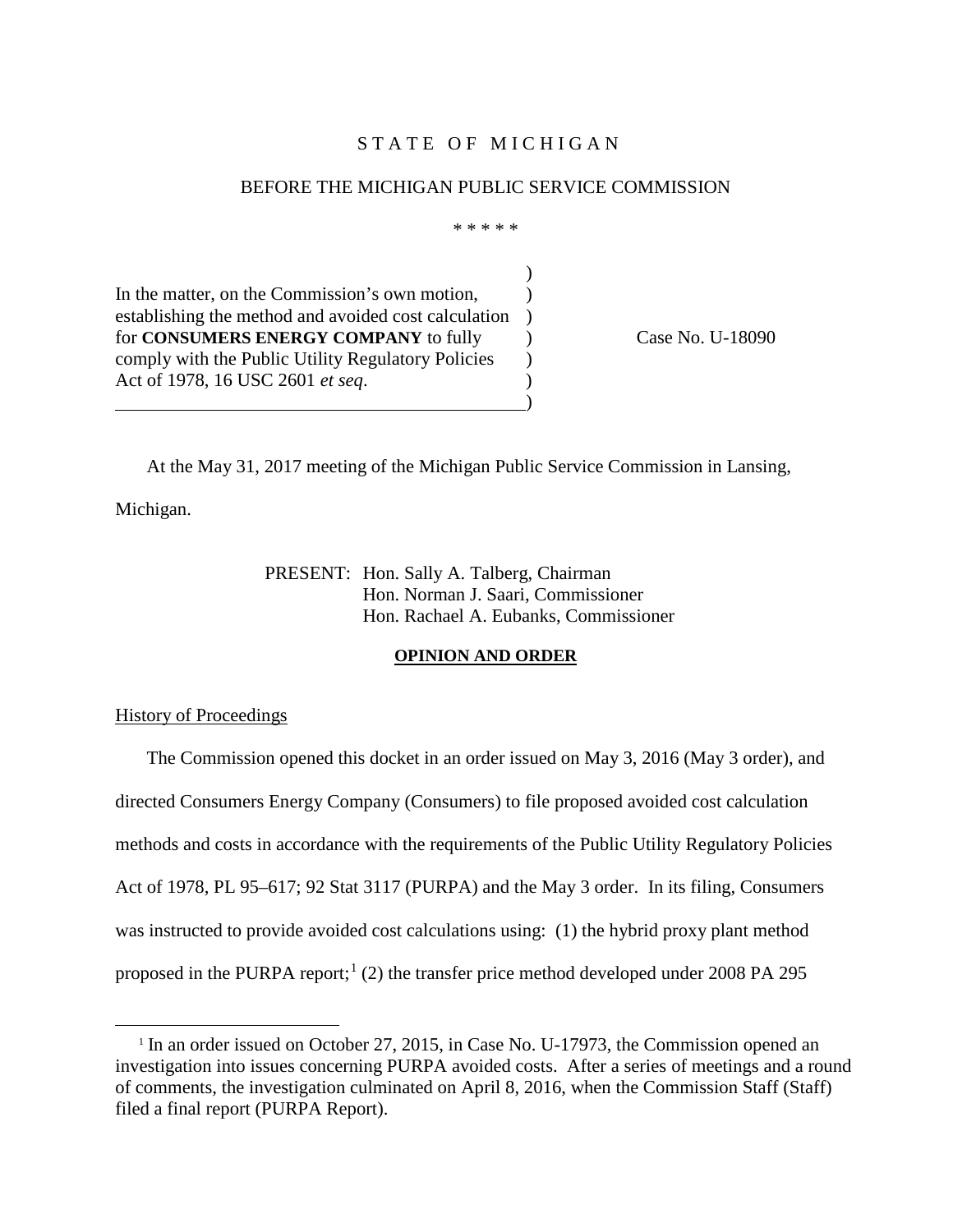STATE OF MICHIGAN

BEFORE THE MICHIGAN PUBLIC SERVICE COMMISSION

\* \* \* \* \*

In the matter, on the Commission's own motion, establishing the method and avoided cost calculation for **CONSUMERS ENERGY COMPANY** to fully comply with the Public Utility Regulatory Policies Act of 1978, 16 USC 2601 *et seq*.

Case No. U-18090

At the May 31, 2017 meeting of the Michigan Public Service Commission in Lansing, Michigan.

PRESENT: Hon. Sally A. Talberg, Chairman
Hon. Norman J. Saari, Commissioner
Hon. Rachael A. Eubanks, Commissioner

**OPINION AND ORDER**

History of Proceedings

The Commission opened this docket in an order issued on May 3, 2016 (May 3 order), and directed Consumers Energy Company (Consumers) to file proposed avoided cost calculation methods and costs in accordance with the requirements of the Public Utility Regulatory Policies Act of 1978, PL 95–617; 92 Stat 3117 (PURPA) and the May 3 order. In its filing, Consumers was instructed to provide avoided cost calculations using: (1) the hybrid proxy plant method proposed in the PURPA report;[1] (2) the transfer price method developed under 2008 PA 295

[1] In an order issued on October 27, 2015, in Case No. U-17973, the Commission opened an investigation into issues concerning PURPA avoided costs. After a series of meetings and a round of comments, the investigation culminated on April 8, 2016, when the Commission Staff (Staff) filed a final report (PURPA Report).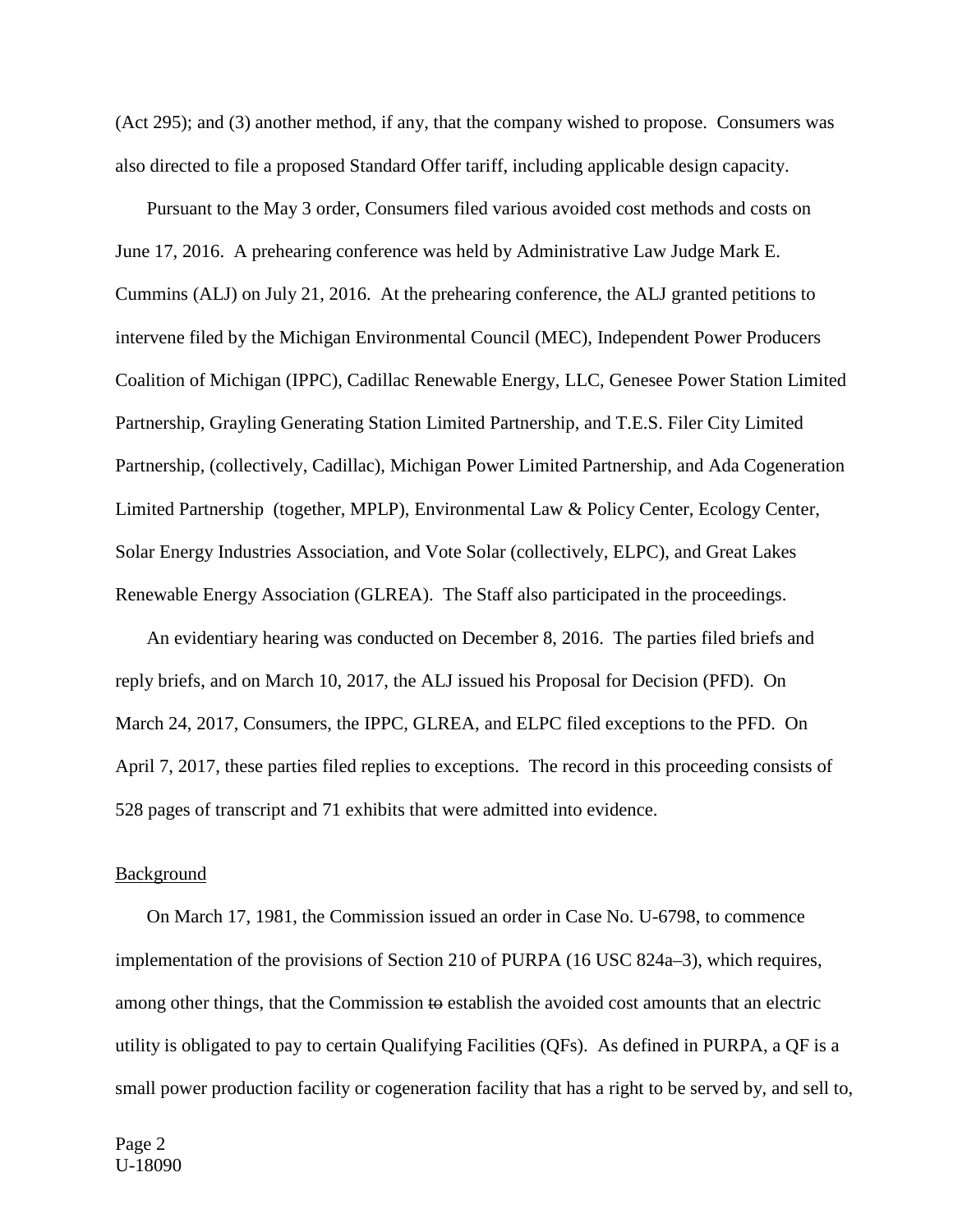(Act 295); and (3) another method, if any, that the company wished to propose. Consumers was also directed to file a proposed Standard Offer tariff, including applicable design capacity.

Pursuant to the May 3 order, Consumers filed various avoided cost methods and costs on June 17, 2016. A prehearing conference was held by Administrative Law Judge Mark E. Cummins (ALJ) on July 21, 2016. At the prehearing conference, the ALJ granted petitions to intervene filed by the Michigan Environmental Council (MEC), Independent Power Producers Coalition of Michigan (IPPC), Cadillac Renewable Energy, LLC, Genesee Power Station Limited Partnership, Grayling Generating Station Limited Partnership, and T.E.S. Filer City Limited Partnership, (collectively, Cadillac), Michigan Power Limited Partnership, and Ada Cogeneration Limited Partnership (together, MPLP), Environmental Law & Policy Center, Ecology Center, Solar Energy Industries Association, and Vote Solar (collectively, ELPC), and Great Lakes Renewable Energy Association (GLREA). The Staff also participated in the proceedings.

An evidentiary hearing was conducted on December 8, 2016. The parties filed briefs and reply briefs, and on March 10, 2017, the ALJ issued his Proposal for Decision (PFD). On March 24, 2017, Consumers, the IPPC, GLREA, and ELPC filed exceptions to the PFD. On April 7, 2017, these parties filed replies to exceptions. The record in this proceeding consists of 528 pages of transcript and 71 exhibits that were admitted into evidence.

Background

On March 17, 1981, the Commission issued an order in Case No. U-6798, to commence implementation of the provisions of Section 210 of PURPA (16 USC 824a–3), which requires, among other things, that the Commission ~~to~~ establish the avoided cost amounts that an electric utility is obligated to pay to certain Qualifying Facilities (QFs). As defined in PURPA, a QF is a small power production facility or cogeneration facility that has a right to be served by, and sell to,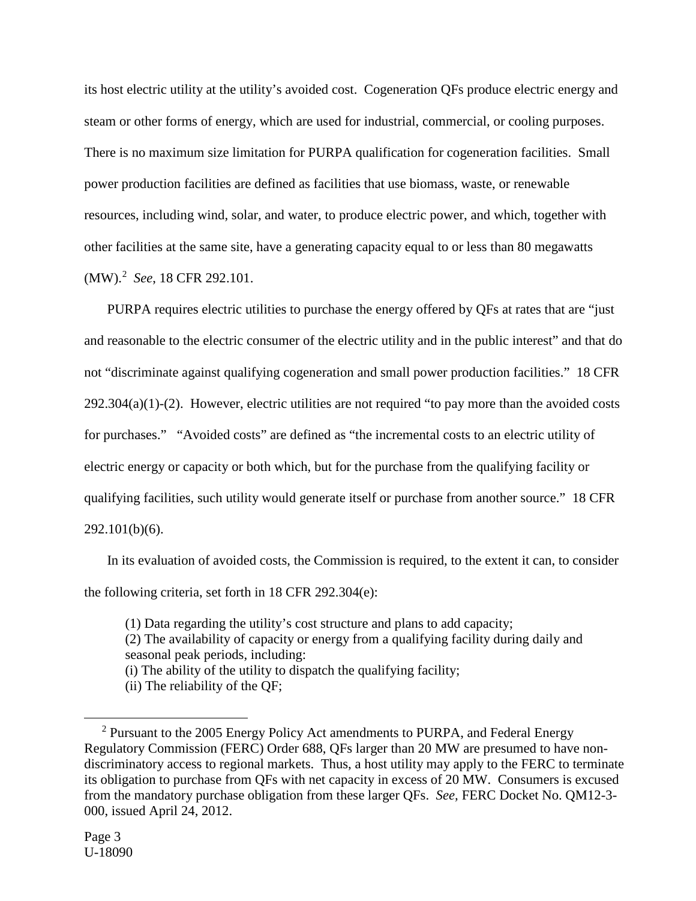its host electric utility at the utility's avoided cost. Cogeneration QFs produce electric energy and steam or other forms of energy, which are used for industrial, commercial, or cooling purposes. There is no maximum size limitation for PURPA qualification for cogeneration facilities. Small power production facilities are defined as facilities that use biomass, waste, or renewable resources, including wind, solar, and water, to produce electric power, and which, together with other facilities at the same site, have a generating capacity equal to or less than 80 megawatts (MW).[2] *See*, 18 CFR 292.101.

PURPA requires electric utilities to purchase the energy offered by QFs at rates that are "just and reasonable to the electric consumer of the electric utility and in the public interest" and that do not "discriminate against qualifying cogeneration and small power production facilities." 18 CFR 292.304(a)(1)-(2). However, electric utilities are not required "to pay more than the avoided costs for purchases." "Avoided costs" are defined as "the incremental costs to an electric utility of electric energy or capacity or both which, but for the purchase from the qualifying facility or qualifying facilities, such utility would generate itself or purchase from another source." 18 CFR 292.101(b)(6).

In its evaluation of avoided costs, the Commission is required, to the extent it can, to consider the following criteria, set forth in 18 CFR 292.304(e):

> (1) Data regarding the utility's cost structure and plans to add capacity;
> (2) The availability of capacity or energy from a qualifying facility during daily and seasonal peak periods, including:
> (i) The ability of the utility to dispatch the qualifying facility;
> (ii) The reliability of the QF;

[2] Pursuant to the 2005 Energy Policy Act amendments to PURPA, and Federal Energy Regulatory Commission (FERC) Order 688, QFs larger than 20 MW are presumed to have non-discriminatory access to regional markets. Thus, a host utility may apply to the FERC to terminate its obligation to purchase from QFs with net capacity in excess of 20 MW. Consumers is excused from the mandatory purchase obligation from these larger QFs. *See*, FERC Docket No. QM12-3-000, issued April 24, 2012.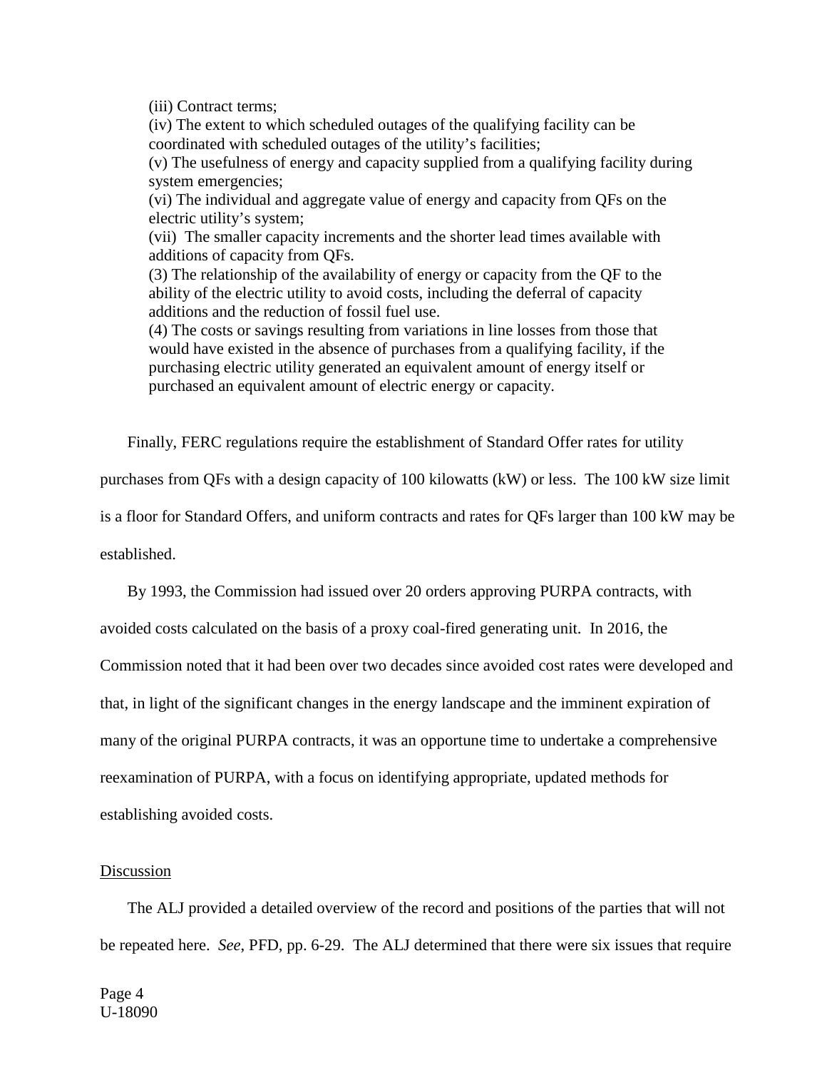(iii) Contract terms;

(iv) The extent to which scheduled outages of the qualifying facility can be coordinated with scheduled outages of the utility's facilities;

(v) The usefulness of energy and capacity supplied from a qualifying facility during system emergencies;

(vi) The individual and aggregate value of energy and capacity from QFs on the electric utility's system;

(vii) The smaller capacity increments and the shorter lead times available with additions of capacity from QFs.

(3) The relationship of the availability of energy or capacity from the QF to the ability of the electric utility to avoid costs, including the deferral of capacity additions and the reduction of fossil fuel use.

(4) The costs or savings resulting from variations in line losses from those that would have existed in the absence of purchases from a qualifying facility, if the purchasing electric utility generated an equivalent amount of energy itself or purchased an equivalent amount of electric energy or capacity.

Finally, FERC regulations require the establishment of Standard Offer rates for utility purchases from QFs with a design capacity of 100 kilowatts (kW) or less. The 100 kW size limit is a floor for Standard Offers, and uniform contracts and rates for QFs larger than 100 kW may be established.

By 1993, the Commission had issued over 20 orders approving PURPA contracts, with avoided costs calculated on the basis of a proxy coal-fired generating unit. In 2016, the Commission noted that it had been over two decades since avoided cost rates were developed and that, in light of the significant changes in the energy landscape and the imminent expiration of many of the original PURPA contracts, it was an opportune time to undertake a comprehensive reexamination of PURPA, with a focus on identifying appropriate, updated methods for establishing avoided costs.

## Discussion

The ALJ provided a detailed overview of the record and positions of the parties that will not be repeated here. *See*, PFD, pp. 6-29. The ALJ determined that there were six issues that require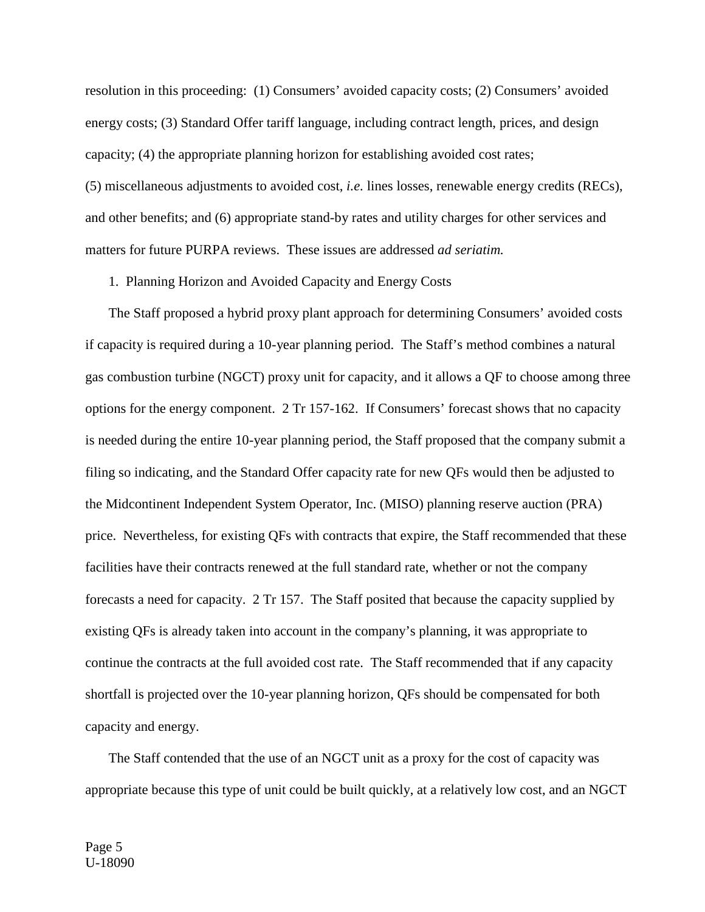resolution in this proceeding: (1) Consumers' avoided capacity costs; (2) Consumers' avoided energy costs; (3) Standard Offer tariff language, including contract length, prices, and design capacity; (4) the appropriate planning horizon for establishing avoided cost rates; (5) miscellaneous adjustments to avoided cost, *i.e.* lines losses, renewable energy credits (RECs), and other benefits; and (6) appropriate stand-by rates and utility charges for other services and matters for future PURPA reviews. These issues are addressed *ad seriatim.*

1. Planning Horizon and Avoided Capacity and Energy Costs

The Staff proposed a hybrid proxy plant approach for determining Consumers' avoided costs if capacity is required during a 10-year planning period. The Staff's method combines a natural gas combustion turbine (NGCT) proxy unit for capacity, and it allows a QF to choose among three options for the energy component. 2 Tr 157-162. If Consumers' forecast shows that no capacity is needed during the entire 10-year planning period, the Staff proposed that the company submit a filing so indicating, and the Standard Offer capacity rate for new QFs would then be adjusted to the Midcontinent Independent System Operator, Inc. (MISO) planning reserve auction (PRA) price. Nevertheless, for existing QFs with contracts that expire, the Staff recommended that these facilities have their contracts renewed at the full standard rate, whether or not the company forecasts a need for capacity. 2 Tr 157. The Staff posited that because the capacity supplied by existing QFs is already taken into account in the company's planning, it was appropriate to continue the contracts at the full avoided cost rate. The Staff recommended that if any capacity shortfall is projected over the 10-year planning horizon, QFs should be compensated for both capacity and energy.

The Staff contended that the use of an NGCT unit as a proxy for the cost of capacity was appropriate because this type of unit could be built quickly, at a relatively low cost, and an NGCT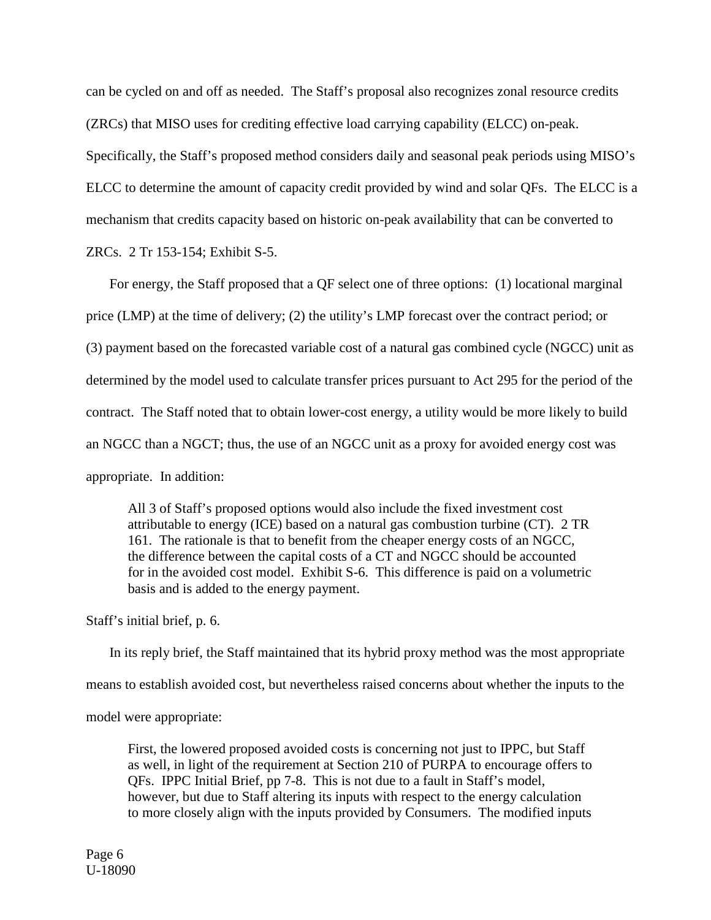can be cycled on and off as needed. The Staff's proposal also recognizes zonal resource credits (ZRCs) that MISO uses for crediting effective load carrying capability (ELCC) on-peak. Specifically, the Staff's proposed method considers daily and seasonal peak periods using MISO's ELCC to determine the amount of capacity credit provided by wind and solar QFs. The ELCC is a mechanism that credits capacity based on historic on-peak availability that can be converted to ZRCs. 2 Tr 153-154; Exhibit S-5.

For energy, the Staff proposed that a QF select one of three options: (1) locational marginal price (LMP) at the time of delivery; (2) the utility's LMP forecast over the contract period; or (3) payment based on the forecasted variable cost of a natural gas combined cycle (NGCC) unit as determined by the model used to calculate transfer prices pursuant to Act 295 for the period of the contract. The Staff noted that to obtain lower-cost energy, a utility would be more likely to build an NGCC than a NGCT; thus, the use of an NGCC unit as a proxy for avoided energy cost was appropriate. In addition:

> All 3 of Staff's proposed options would also include the fixed investment cost attributable to energy (ICE) based on a natural gas combustion turbine (CT). 2 TR 161. The rationale is that to benefit from the cheaper energy costs of an NGCC, the difference between the capital costs of a CT and NGCC should be accounted for in the avoided cost model. Exhibit S-6. This difference is paid on a volumetric basis and is added to the energy payment.

Staff's initial brief, p. 6.

In its reply brief, the Staff maintained that its hybrid proxy method was the most appropriate means to establish avoided cost, but nevertheless raised concerns about whether the inputs to the model were appropriate:

> First, the lowered proposed avoided costs is concerning not just to IPPC, but Staff as well, in light of the requirement at Section 210 of PURPA to encourage offers to QFs. IPPC Initial Brief, pp 7-8. This is not due to a fault in Staff's model, however, but due to Staff altering its inputs with respect to the energy calculation to more closely align with the inputs provided by Consumers. The modified inputs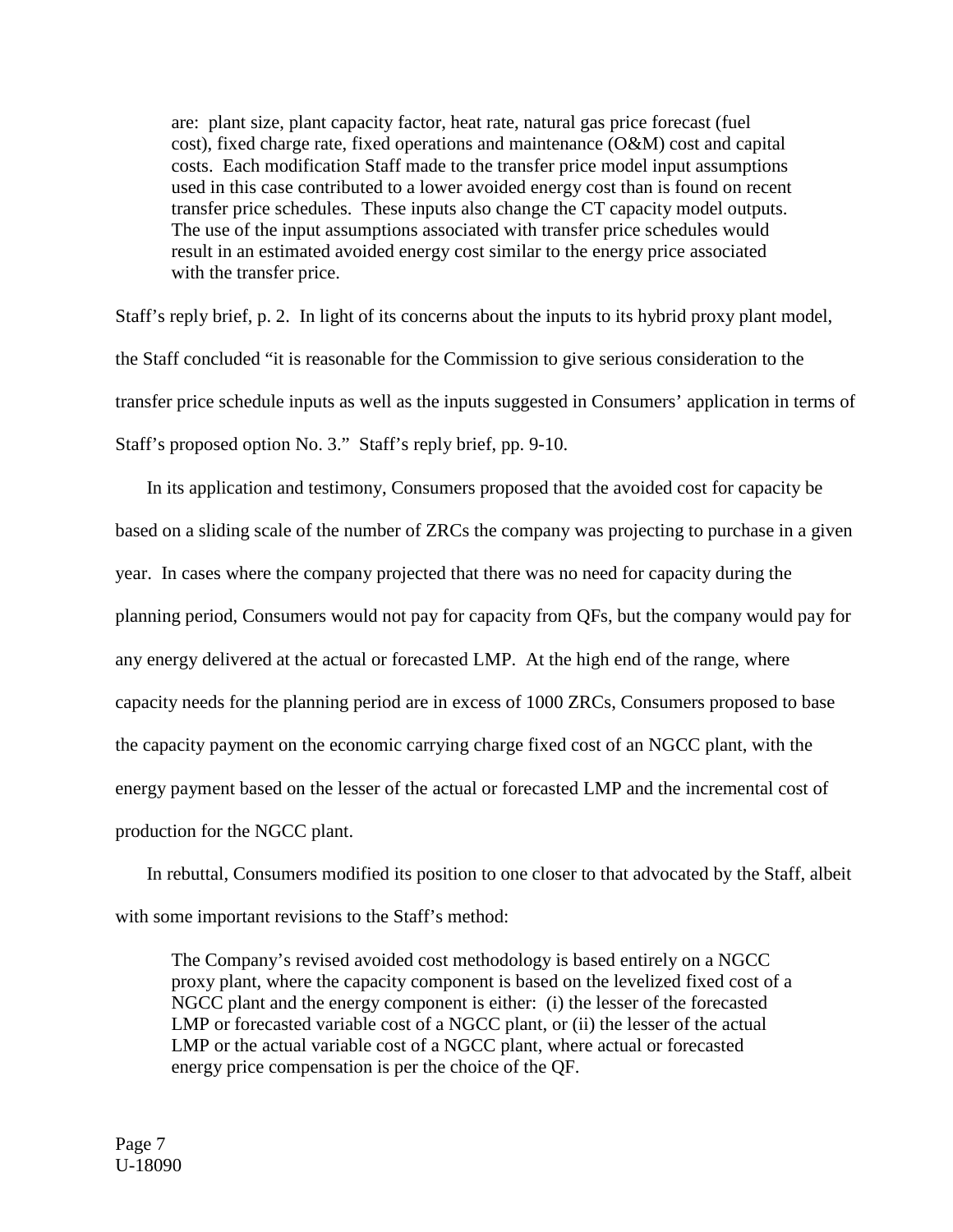> are: plant size, plant capacity factor, heat rate, natural gas price forecast (fuel cost), fixed charge rate, fixed operations and maintenance (O&M) cost and capital costs. Each modification Staff made to the transfer price model input assumptions used in this case contributed to a lower avoided energy cost than is found on recent transfer price schedules. These inputs also change the CT capacity model outputs. The use of the input assumptions associated with transfer price schedules would result in an estimated avoided energy cost similar to the energy price associated with the transfer price.

Staff's reply brief, p. 2. In light of its concerns about the inputs to its hybrid proxy plant model, the Staff concluded "it is reasonable for the Commission to give serious consideration to the transfer price schedule inputs as well as the inputs suggested in Consumers' application in terms of Staff's proposed option No. 3." Staff's reply brief, pp. 9-10.

In its application and testimony, Consumers proposed that the avoided cost for capacity be based on a sliding scale of the number of ZRCs the company was projecting to purchase in a given year. In cases where the company projected that there was no need for capacity during the planning period, Consumers would not pay for capacity from QFs, but the company would pay for any energy delivered at the actual or forecasted LMP. At the high end of the range, where capacity needs for the planning period are in excess of 1000 ZRCs, Consumers proposed to base the capacity payment on the economic carrying charge fixed cost of an NGCC plant, with the energy payment based on the lesser of the actual or forecasted LMP and the incremental cost of production for the NGCC plant.

In rebuttal, Consumers modified its position to one closer to that advocated by the Staff, albeit with some important revisions to the Staff's method:

> The Company's revised avoided cost methodology is based entirely on a NGCC proxy plant, where the capacity component is based on the levelized fixed cost of a NGCC plant and the energy component is either: (i) the lesser of the forecasted LMP or forecasted variable cost of a NGCC plant, or (ii) the lesser of the actual LMP or the actual variable cost of a NGCC plant, where actual or forecasted energy price compensation is per the choice of the QF.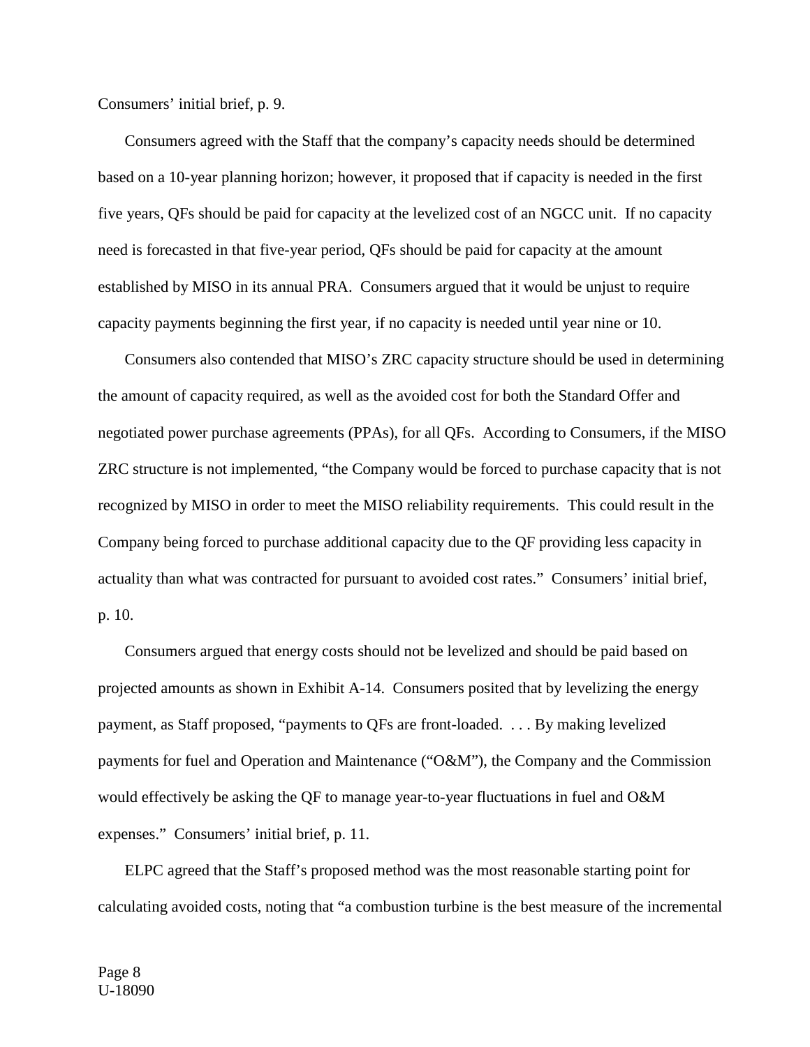Consumers' initial brief, p. 9.

Consumers agreed with the Staff that the company's capacity needs should be determined based on a 10-year planning horizon; however, it proposed that if capacity is needed in the first five years, QFs should be paid for capacity at the levelized cost of an NGCC unit. If no capacity need is forecasted in that five-year period, QFs should be paid for capacity at the amount established by MISO in its annual PRA. Consumers argued that it would be unjust to require capacity payments beginning the first year, if no capacity is needed until year nine or 10.

Consumers also contended that MISO's ZRC capacity structure should be used in determining the amount of capacity required, as well as the avoided cost for both the Standard Offer and negotiated power purchase agreements (PPAs), for all QFs. According to Consumers, if the MISO ZRC structure is not implemented, "the Company would be forced to purchase capacity that is not recognized by MISO in order to meet the MISO reliability requirements. This could result in the Company being forced to purchase additional capacity due to the QF providing less capacity in actuality than what was contracted for pursuant to avoided cost rates." Consumers' initial brief, p. 10.

Consumers argued that energy costs should not be levelized and should be paid based on projected amounts as shown in Exhibit A-14. Consumers posited that by levelizing the energy payment, as Staff proposed, "payments to QFs are front-loaded. . . . By making levelized payments for fuel and Operation and Maintenance ("O&M"), the Company and the Commission would effectively be asking the QF to manage year-to-year fluctuations in fuel and O&M expenses." Consumers' initial brief, p. 11.

ELPC agreed that the Staff's proposed method was the most reasonable starting point for calculating avoided costs, noting that "a combustion turbine is the best measure of the incremental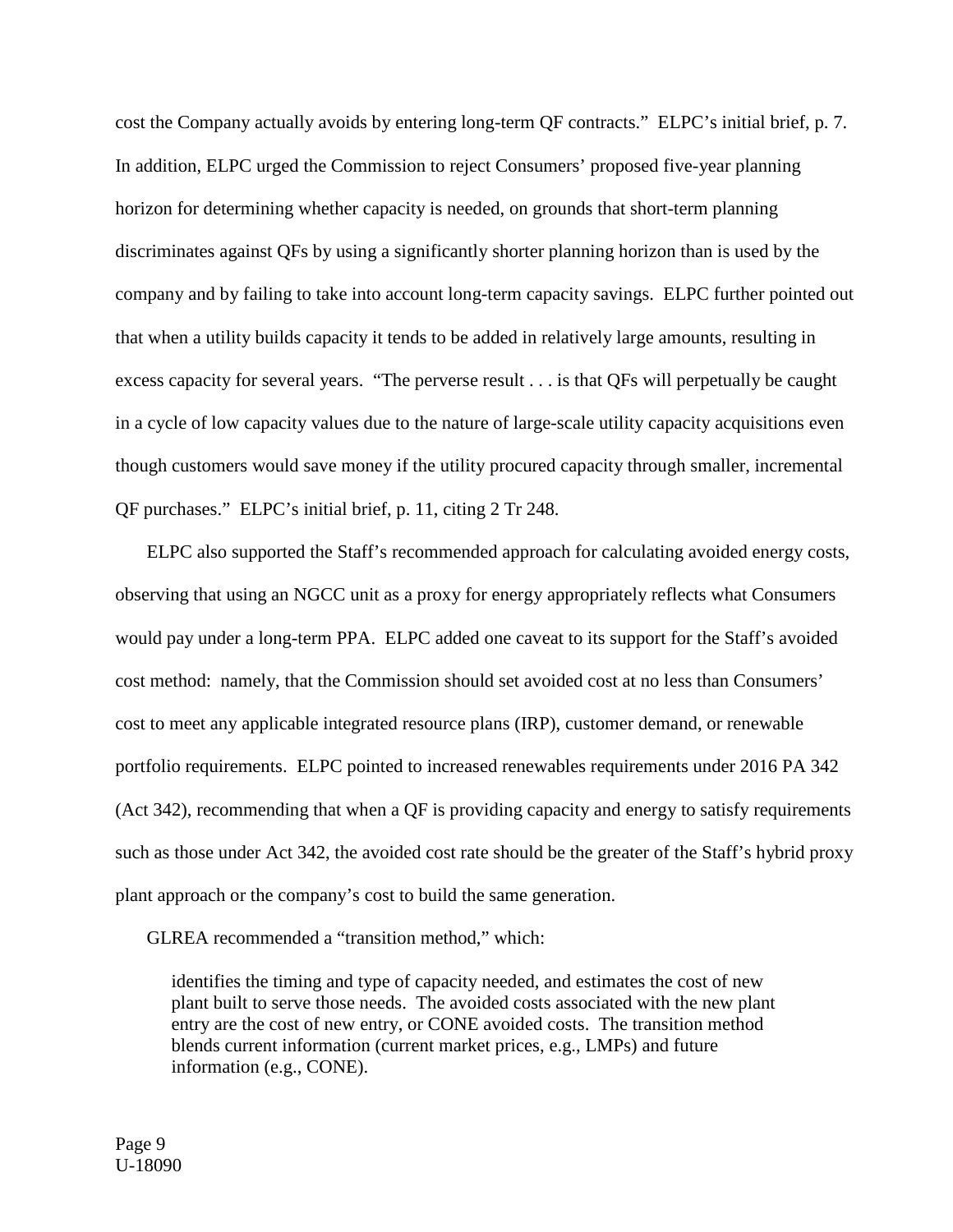cost the Company actually avoids by entering long-term QF contracts." ELPC's initial brief, p. 7. In addition, ELPC urged the Commission to reject Consumers' proposed five-year planning horizon for determining whether capacity is needed, on grounds that short-term planning discriminates against QFs by using a significantly shorter planning horizon than is used by the company and by failing to take into account long-term capacity savings. ELPC further pointed out that when a utility builds capacity it tends to be added in relatively large amounts, resulting in excess capacity for several years. "The perverse result . . . is that QFs will perpetually be caught in a cycle of low capacity values due to the nature of large-scale utility capacity acquisitions even though customers would save money if the utility procured capacity through smaller, incremental QF purchases." ELPC's initial brief, p. 11, citing 2 Tr 248.

ELPC also supported the Staff's recommended approach for calculating avoided energy costs, observing that using an NGCC unit as a proxy for energy appropriately reflects what Consumers would pay under a long-term PPA. ELPC added one caveat to its support for the Staff's avoided cost method: namely, that the Commission should set avoided cost at no less than Consumers' cost to meet any applicable integrated resource plans (IRP), customer demand, or renewable portfolio requirements. ELPC pointed to increased renewables requirements under 2016 PA 342 (Act 342), recommending that when a QF is providing capacity and energy to satisfy requirements such as those under Act 342, the avoided cost rate should be the greater of the Staff's hybrid proxy plant approach or the company's cost to build the same generation.

GLREA recommended a "transition method," which:

> identifies the timing and type of capacity needed, and estimates the cost of new plant built to serve those needs. The avoided costs associated with the new plant entry are the cost of new entry, or CONE avoided costs. The transition method blends current information (current market prices, e.g., LMPs) and future information (e.g., CONE).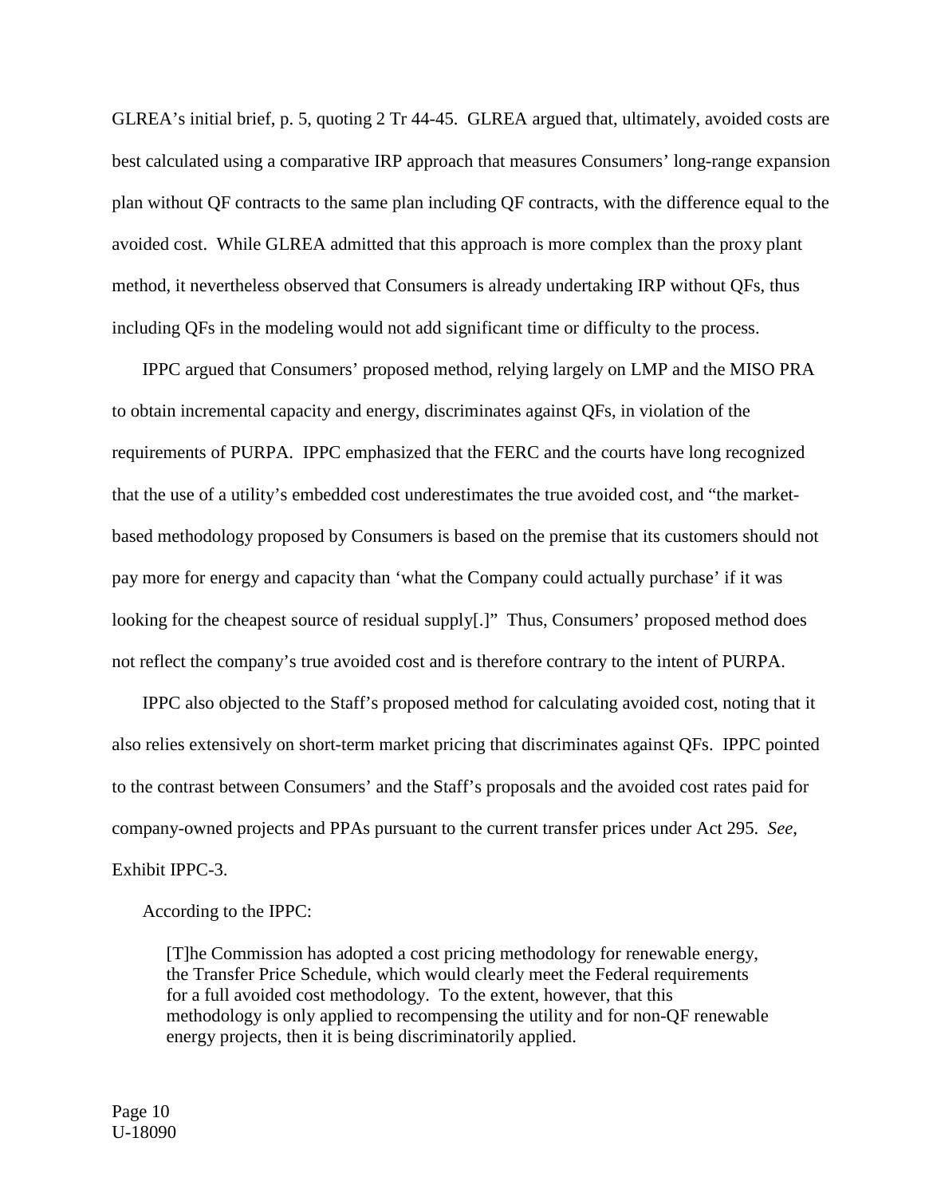GLREA's initial brief, p. 5, quoting 2 Tr 44-45. GLREA argued that, ultimately, avoided costs are best calculated using a comparative IRP approach that measures Consumers' long-range expansion plan without QF contracts to the same plan including QF contracts, with the difference equal to the avoided cost. While GLREA admitted that this approach is more complex than the proxy plant method, it nevertheless observed that Consumers is already undertaking IRP without QFs, thus including QFs in the modeling would not add significant time or difficulty to the process.

IPPC argued that Consumers' proposed method, relying largely on LMP and the MISO PRA to obtain incremental capacity and energy, discriminates against QFs, in violation of the requirements of PURPA. IPPC emphasized that the FERC and the courts have long recognized that the use of a utility's embedded cost underestimates the true avoided cost, and "the market-based methodology proposed by Consumers is based on the premise that its customers should not pay more for energy and capacity than 'what the Company could actually purchase' if it was looking for the cheapest source of residual supply[.]" Thus, Consumers' proposed method does not reflect the company's true avoided cost and is therefore contrary to the intent of PURPA.

IPPC also objected to the Staff's proposed method for calculating avoided cost, noting that it also relies extensively on short-term market pricing that discriminates against QFs. IPPC pointed to the contrast between Consumers' and the Staff's proposals and the avoided cost rates paid for company-owned projects and PPAs pursuant to the current transfer prices under Act 295. *See*, Exhibit IPPC-3.

According to the IPPC:

> [T]he Commission has adopted a cost pricing methodology for renewable energy, the Transfer Price Schedule, which would clearly meet the Federal requirements for a full avoided cost methodology. To the extent, however, that this methodology is only applied to recompensing the utility and for non-QF renewable energy projects, then it is being discriminatorily applied.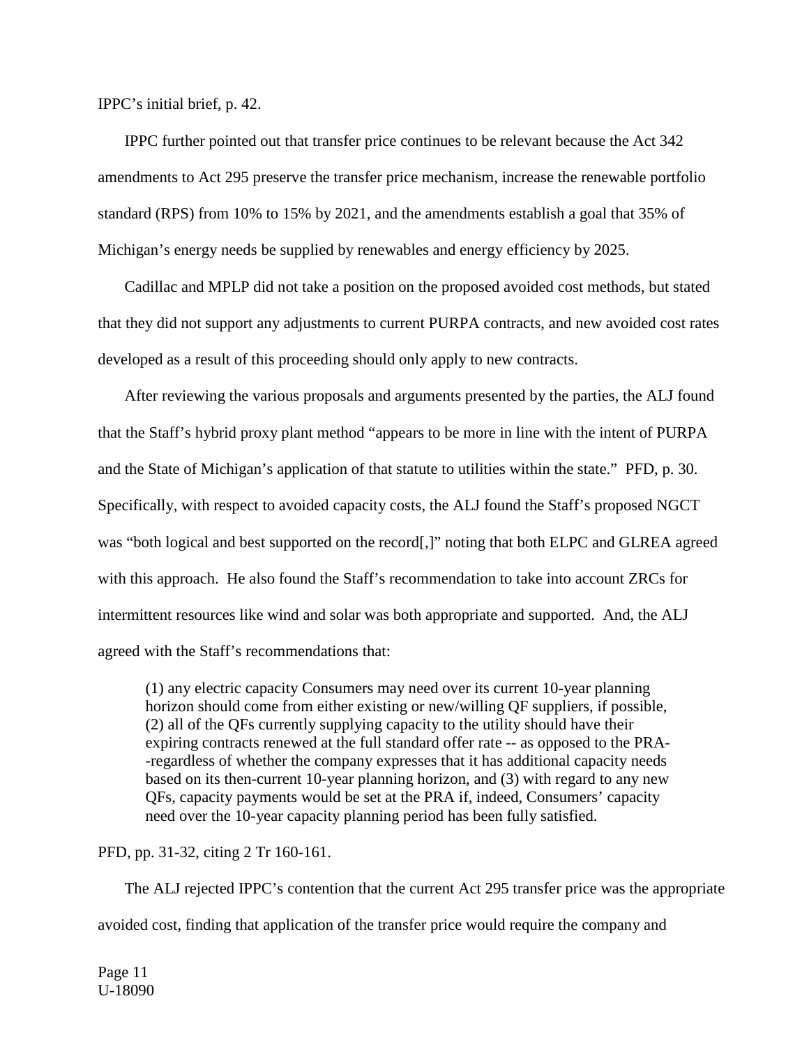IPPC's initial brief, p. 42.

IPPC further pointed out that transfer price continues to be relevant because the Act 342 amendments to Act 295 preserve the transfer price mechanism, increase the renewable portfolio standard (RPS) from 10% to 15% by 2021, and the amendments establish a goal that 35% of Michigan's energy needs be supplied by renewables and energy efficiency by 2025.

Cadillac and MPLP did not take a position on the proposed avoided cost methods, but stated that they did not support any adjustments to current PURPA contracts, and new avoided cost rates developed as a result of this proceeding should only apply to new contracts.

After reviewing the various proposals and arguments presented by the parties, the ALJ found that the Staff's hybrid proxy plant method "appears to be more in line with the intent of PURPA and the State of Michigan's application of that statute to utilities within the state." PFD, p. 30. Specifically, with respect to avoided capacity costs, the ALJ found the Staff's proposed NGCT was "both logical and best supported on the record[,]" noting that both ELPC and GLREA agreed with this approach. He also found the Staff's recommendation to take into account ZRCs for intermittent resources like wind and solar was both appropriate and supported. And, the ALJ agreed with the Staff's recommendations that:

> (1) any electric capacity Consumers may need over its current 10-year planning horizon should come from either existing or new/willing QF suppliers, if possible, (2) all of the QFs currently supplying capacity to the utility should have their expiring contracts renewed at the full standard offer rate -- as opposed to the PRA--regardless of whether the company expresses that it has additional capacity needs based on its then-current 10-year planning horizon, and (3) with regard to any new QFs, capacity payments would be set at the PRA if, indeed, Consumers' capacity need over the 10-year capacity planning period has been fully satisfied.

PFD, pp. 31-32, citing 2 Tr 160-161.

The ALJ rejected IPPC's contention that the current Act 295 transfer price was the appropriate avoided cost, finding that application of the transfer price would require the company and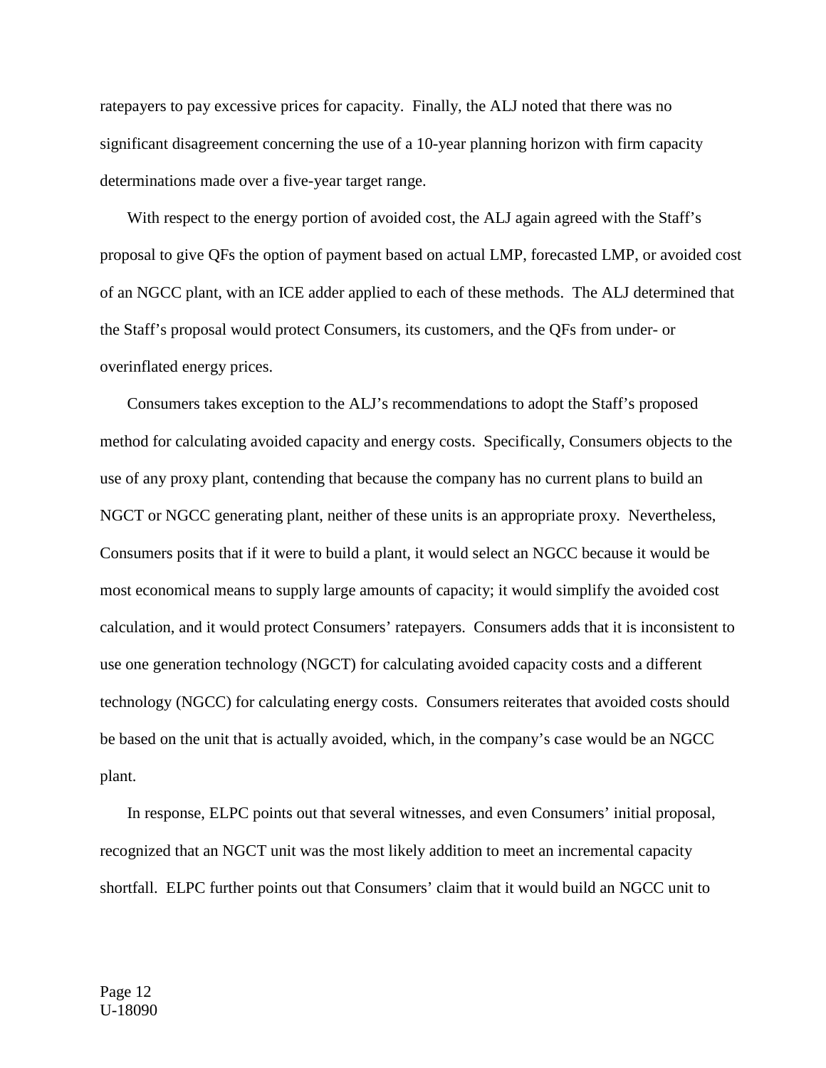ratepayers to pay excessive prices for capacity. Finally, the ALJ noted that there was no significant disagreement concerning the use of a 10-year planning horizon with firm capacity determinations made over a five-year target range.

With respect to the energy portion of avoided cost, the ALJ again agreed with the Staff's proposal to give QFs the option of payment based on actual LMP, forecasted LMP, or avoided cost of an NGCC plant, with an ICE adder applied to each of these methods. The ALJ determined that the Staff's proposal would protect Consumers, its customers, and the QFs from under- or overinflated energy prices.

Consumers takes exception to the ALJ's recommendations to adopt the Staff's proposed method for calculating avoided capacity and energy costs. Specifically, Consumers objects to the use of any proxy plant, contending that because the company has no current plans to build an NGCT or NGCC generating plant, neither of these units is an appropriate proxy. Nevertheless, Consumers posits that if it were to build a plant, it would select an NGCC because it would be most economical means to supply large amounts of capacity; it would simplify the avoided cost calculation, and it would protect Consumers' ratepayers. Consumers adds that it is inconsistent to use one generation technology (NGCT) for calculating avoided capacity costs and a different technology (NGCC) for calculating energy costs. Consumers reiterates that avoided costs should be based on the unit that is actually avoided, which, in the company's case would be an NGCC plant.

In response, ELPC points out that several witnesses, and even Consumers' initial proposal, recognized that an NGCT unit was the most likely addition to meet an incremental capacity shortfall. ELPC further points out that Consumers' claim that it would build an NGCC unit to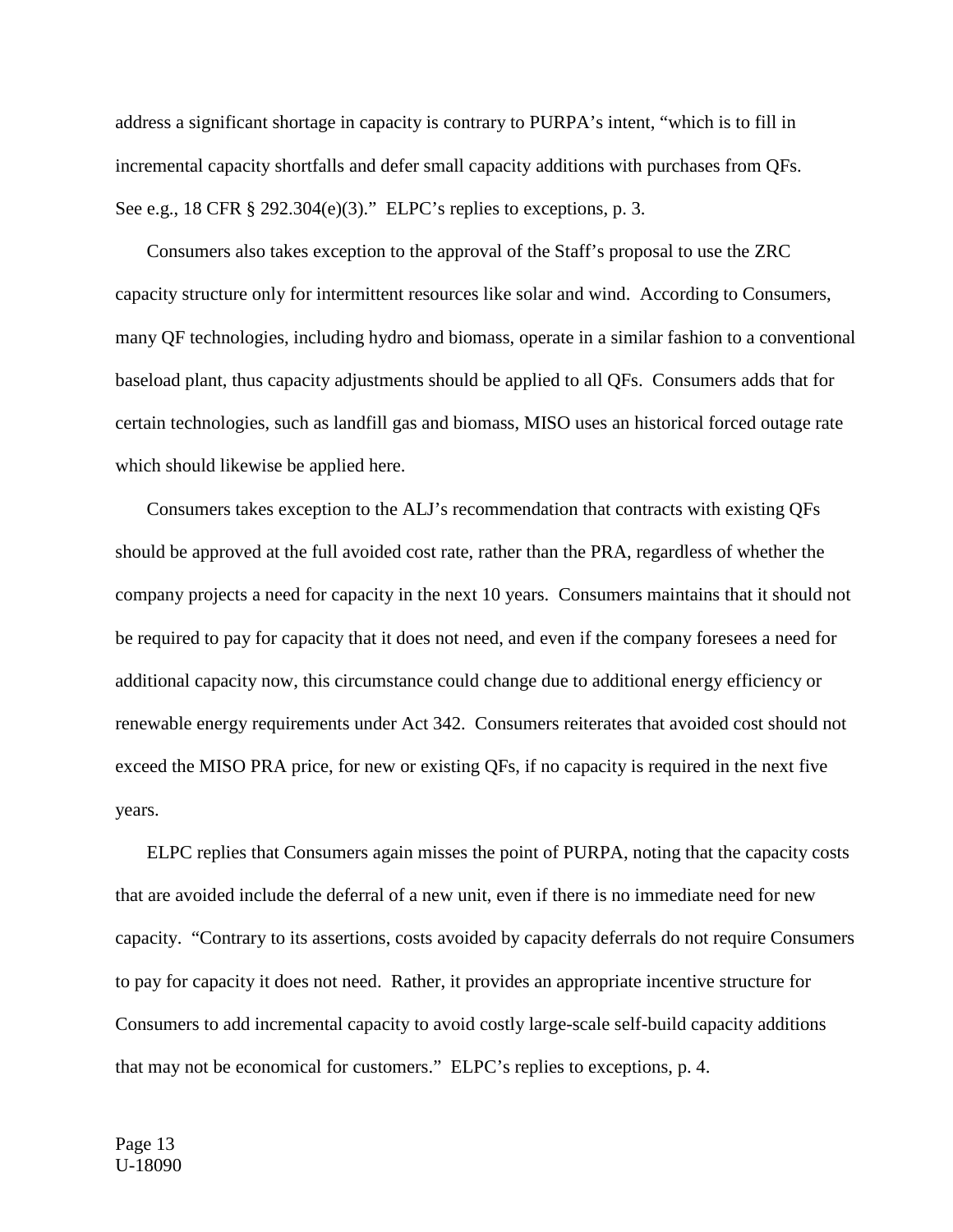address a significant shortage in capacity is contrary to PURPA's intent, "which is to fill in incremental capacity shortfalls and defer small capacity additions with purchases from QFs. See e.g., 18 CFR § 292.304(e)(3)." ELPC's replies to exceptions, p. 3.

Consumers also takes exception to the approval of the Staff's proposal to use the ZRC capacity structure only for intermittent resources like solar and wind. According to Consumers, many QF technologies, including hydro and biomass, operate in a similar fashion to a conventional baseload plant, thus capacity adjustments should be applied to all QFs. Consumers adds that for certain technologies, such as landfill gas and biomass, MISO uses an historical forced outage rate which should likewise be applied here.

Consumers takes exception to the ALJ's recommendation that contracts with existing QFs should be approved at the full avoided cost rate, rather than the PRA, regardless of whether the company projects a need for capacity in the next 10 years. Consumers maintains that it should not be required to pay for capacity that it does not need, and even if the company foresees a need for additional capacity now, this circumstance could change due to additional energy efficiency or renewable energy requirements under Act 342. Consumers reiterates that avoided cost should not exceed the MISO PRA price, for new or existing QFs, if no capacity is required in the next five years.

ELPC replies that Consumers again misses the point of PURPA, noting that the capacity costs that are avoided include the deferral of a new unit, even if there is no immediate need for new capacity. "Contrary to its assertions, costs avoided by capacity deferrals do not require Consumers to pay for capacity it does not need. Rather, it provides an appropriate incentive structure for Consumers to add incremental capacity to avoid costly large-scale self-build capacity additions that may not be economical for customers." ELPC's replies to exceptions, p. 4.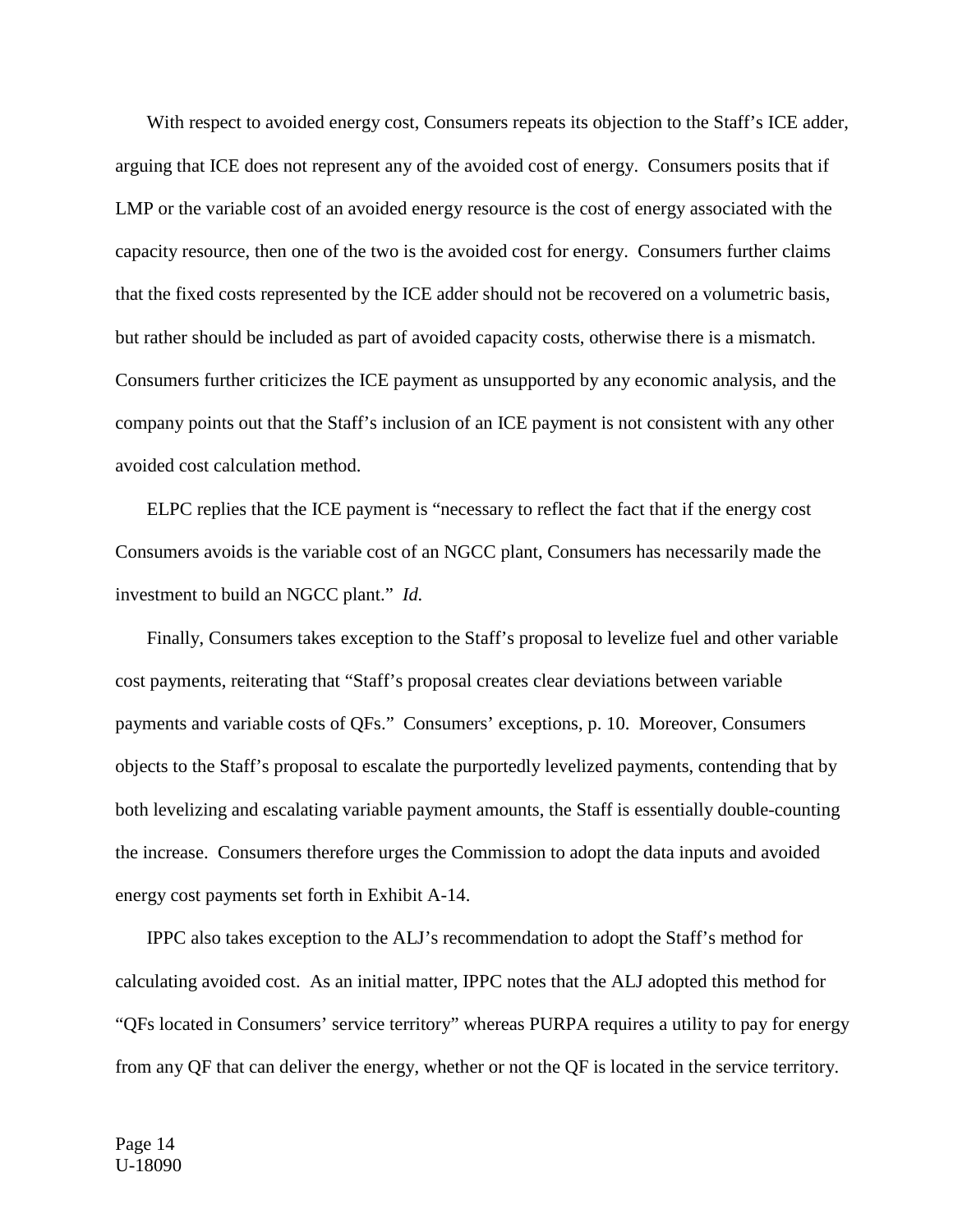With respect to avoided energy cost, Consumers repeats its objection to the Staff's ICE adder, arguing that ICE does not represent any of the avoided cost of energy. Consumers posits that if LMP or the variable cost of an avoided energy resource is the cost of energy associated with the capacity resource, then one of the two is the avoided cost for energy. Consumers further claims that the fixed costs represented by the ICE adder should not be recovered on a volumetric basis, but rather should be included as part of avoided capacity costs, otherwise there is a mismatch. Consumers further criticizes the ICE payment as unsupported by any economic analysis, and the company points out that the Staff's inclusion of an ICE payment is not consistent with any other avoided cost calculation method.

ELPC replies that the ICE payment is "necessary to reflect the fact that if the energy cost Consumers avoids is the variable cost of an NGCC plant, Consumers has necessarily made the investment to build an NGCC plant." *Id.*

Finally, Consumers takes exception to the Staff's proposal to levelize fuel and other variable cost payments, reiterating that "Staff's proposal creates clear deviations between variable payments and variable costs of QFs." Consumers' exceptions, p. 10. Moreover, Consumers objects to the Staff's proposal to escalate the purportedly levelized payments, contending that by both levelizing and escalating variable payment amounts, the Staff is essentially double-counting the increase. Consumers therefore urges the Commission to adopt the data inputs and avoided energy cost payments set forth in Exhibit A-14.

IPPC also takes exception to the ALJ's recommendation to adopt the Staff's method for calculating avoided cost. As an initial matter, IPPC notes that the ALJ adopted this method for "QFs located in Consumers' service territory" whereas PURPA requires a utility to pay for energy from any QF that can deliver the energy, whether or not the QF is located in the service territory.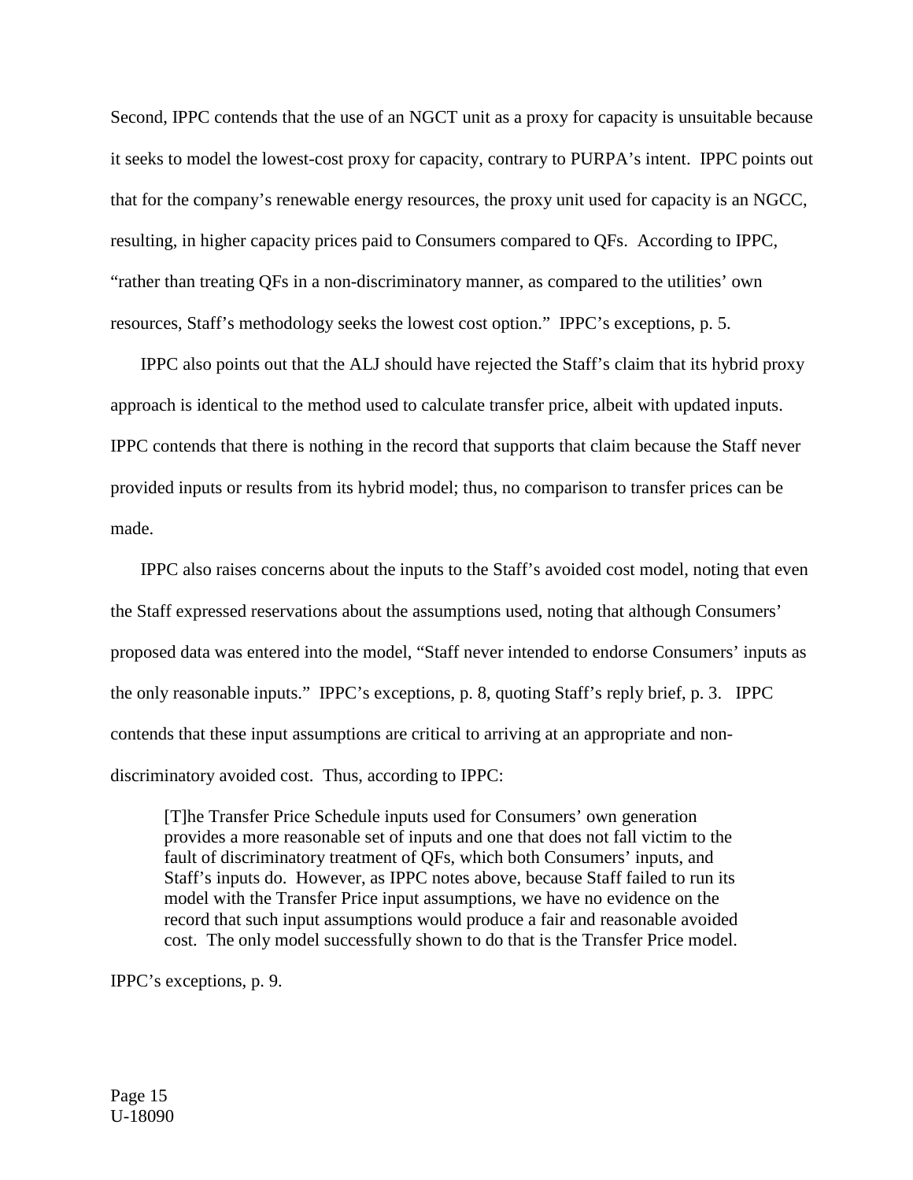Second, IPPC contends that the use of an NGCT unit as a proxy for capacity is unsuitable because it seeks to model the lowest-cost proxy for capacity, contrary to PURPA's intent. IPPC points out that for the company's renewable energy resources, the proxy unit used for capacity is an NGCC, resulting, in higher capacity prices paid to Consumers compared to QFs. According to IPPC, "rather than treating QFs in a non-discriminatory manner, as compared to the utilities' own resources, Staff's methodology seeks the lowest cost option." IPPC's exceptions, p. 5.

IPPC also points out that the ALJ should have rejected the Staff's claim that its hybrid proxy approach is identical to the method used to calculate transfer price, albeit with updated inputs. IPPC contends that there is nothing in the record that supports that claim because the Staff never provided inputs or results from its hybrid model; thus, no comparison to transfer prices can be made.

IPPC also raises concerns about the inputs to the Staff's avoided cost model, noting that even the Staff expressed reservations about the assumptions used, noting that although Consumers' proposed data was entered into the model, "Staff never intended to endorse Consumers' inputs as the only reasonable inputs." IPPC's exceptions, p. 8, quoting Staff's reply brief, p. 3. IPPC contends that these input assumptions are critical to arriving at an appropriate and non-discriminatory avoided cost. Thus, according to IPPC:

> [T]he Transfer Price Schedule inputs used for Consumers' own generation provides a more reasonable set of inputs and one that does not fall victim to the fault of discriminatory treatment of QFs, which both Consumers' inputs, and Staff's inputs do. However, as IPPC notes above, because Staff failed to run its model with the Transfer Price input assumptions, we have no evidence on the record that such input assumptions would produce a fair and reasonable avoided cost. The only model successfully shown to do that is the Transfer Price model.

IPPC's exceptions, p. 9.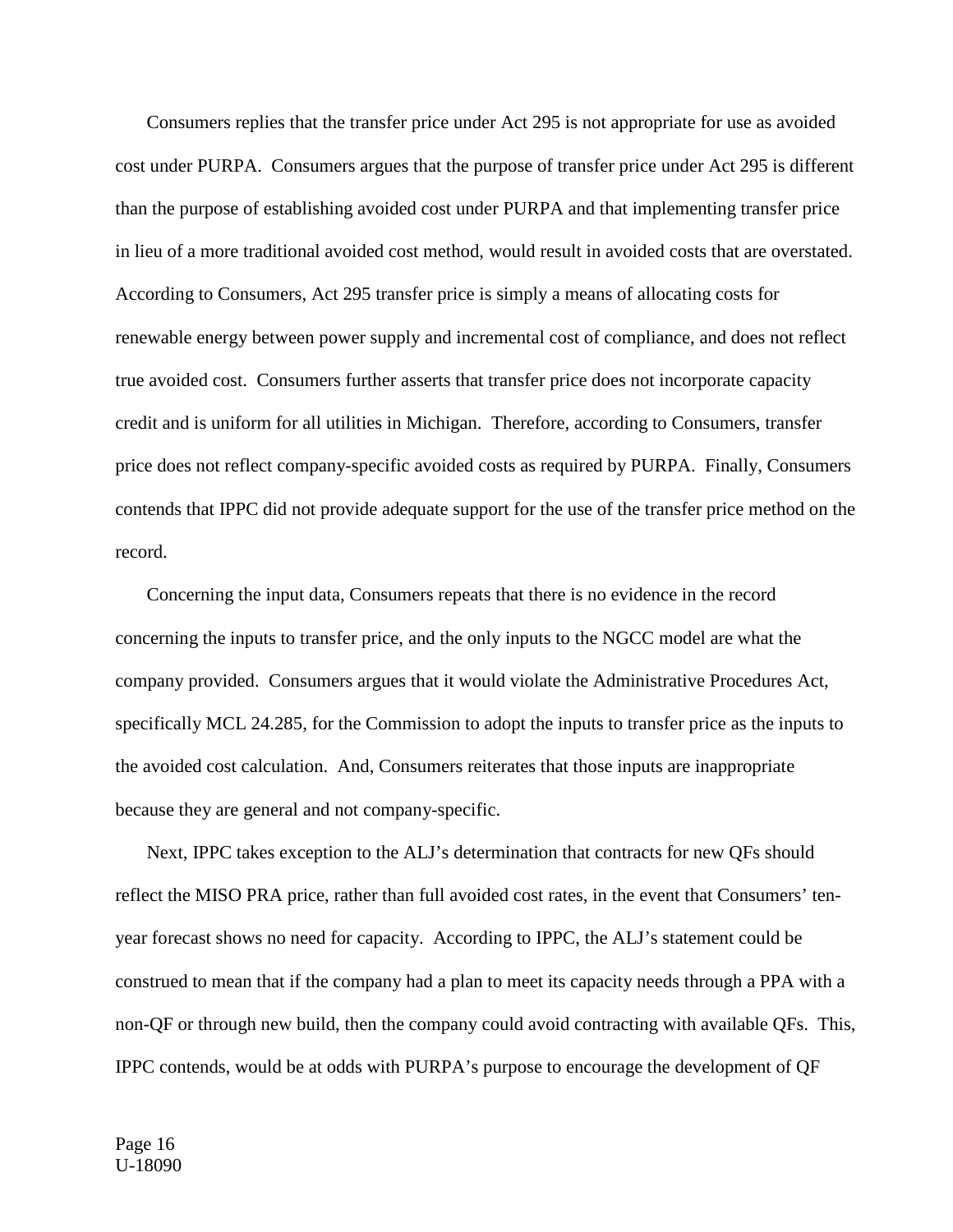Consumers replies that the transfer price under Act 295 is not appropriate for use as avoided cost under PURPA. Consumers argues that the purpose of transfer price under Act 295 is different than the purpose of establishing avoided cost under PURPA and that implementing transfer price in lieu of a more traditional avoided cost method, would result in avoided costs that are overstated. According to Consumers, Act 295 transfer price is simply a means of allocating costs for renewable energy between power supply and incremental cost of compliance, and does not reflect true avoided cost. Consumers further asserts that transfer price does not incorporate capacity credit and is uniform for all utilities in Michigan. Therefore, according to Consumers, transfer price does not reflect company-specific avoided costs as required by PURPA. Finally, Consumers contends that IPPC did not provide adequate support for the use of the transfer price method on the record.

Concerning the input data, Consumers repeats that there is no evidence in the record concerning the inputs to transfer price, and the only inputs to the NGCC model are what the company provided. Consumers argues that it would violate the Administrative Procedures Act, specifically MCL 24.285, for the Commission to adopt the inputs to transfer price as the inputs to the avoided cost calculation. And, Consumers reiterates that those inputs are inappropriate because they are general and not company-specific.

Next, IPPC takes exception to the ALJ's determination that contracts for new QFs should reflect the MISO PRA price, rather than full avoided cost rates, in the event that Consumers' ten-year forecast shows no need for capacity. According to IPPC, the ALJ's statement could be construed to mean that if the company had a plan to meet its capacity needs through a PPA with a non-QF or through new build, then the company could avoid contracting with available QFs. This, IPPC contends, would be at odds with PURPA's purpose to encourage the development of QF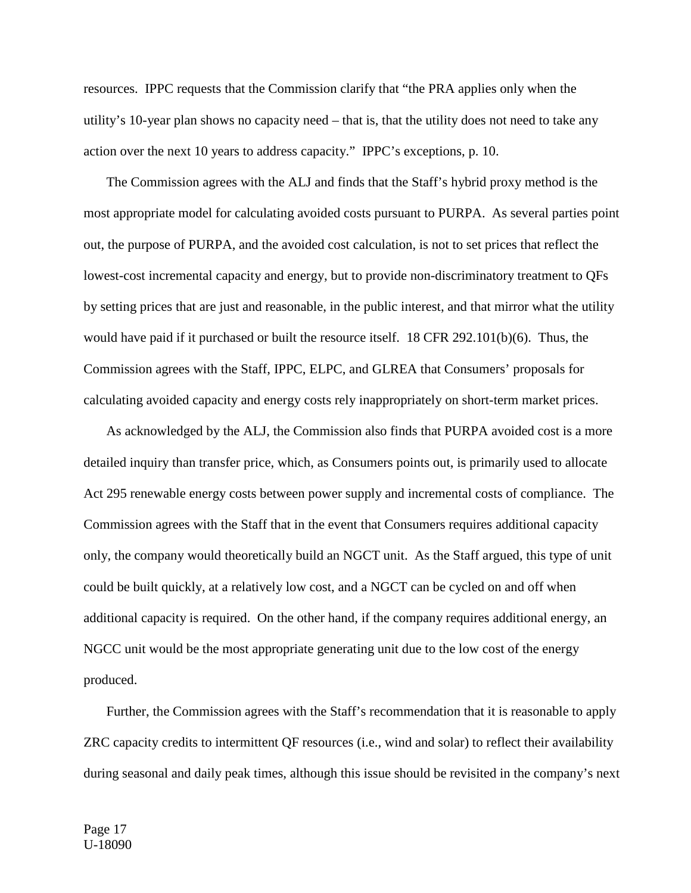resources. IPPC requests that the Commission clarify that "the PRA applies only when the utility's 10-year plan shows no capacity need – that is, that the utility does not need to take any action over the next 10 years to address capacity." IPPC's exceptions, p. 10.

The Commission agrees with the ALJ and finds that the Staff's hybrid proxy method is the most appropriate model for calculating avoided costs pursuant to PURPA. As several parties point out, the purpose of PURPA, and the avoided cost calculation, is not to set prices that reflect the lowest-cost incremental capacity and energy, but to provide non-discriminatory treatment to QFs by setting prices that are just and reasonable, in the public interest, and that mirror what the utility would have paid if it purchased or built the resource itself. 18 CFR 292.101(b)(6). Thus, the Commission agrees with the Staff, IPPC, ELPC, and GLREA that Consumers' proposals for calculating avoided capacity and energy costs rely inappropriately on short-term market prices.

As acknowledged by the ALJ, the Commission also finds that PURPA avoided cost is a more detailed inquiry than transfer price, which, as Consumers points out, is primarily used to allocate Act 295 renewable energy costs between power supply and incremental costs of compliance. The Commission agrees with the Staff that in the event that Consumers requires additional capacity only, the company would theoretically build an NGCT unit. As the Staff argued, this type of unit could be built quickly, at a relatively low cost, and a NGCT can be cycled on and off when additional capacity is required. On the other hand, if the company requires additional energy, an NGCC unit would be the most appropriate generating unit due to the low cost of the energy produced.

Further, the Commission agrees with the Staff's recommendation that it is reasonable to apply ZRC capacity credits to intermittent QF resources (i.e., wind and solar) to reflect their availability during seasonal and daily peak times, although this issue should be revisited in the company's next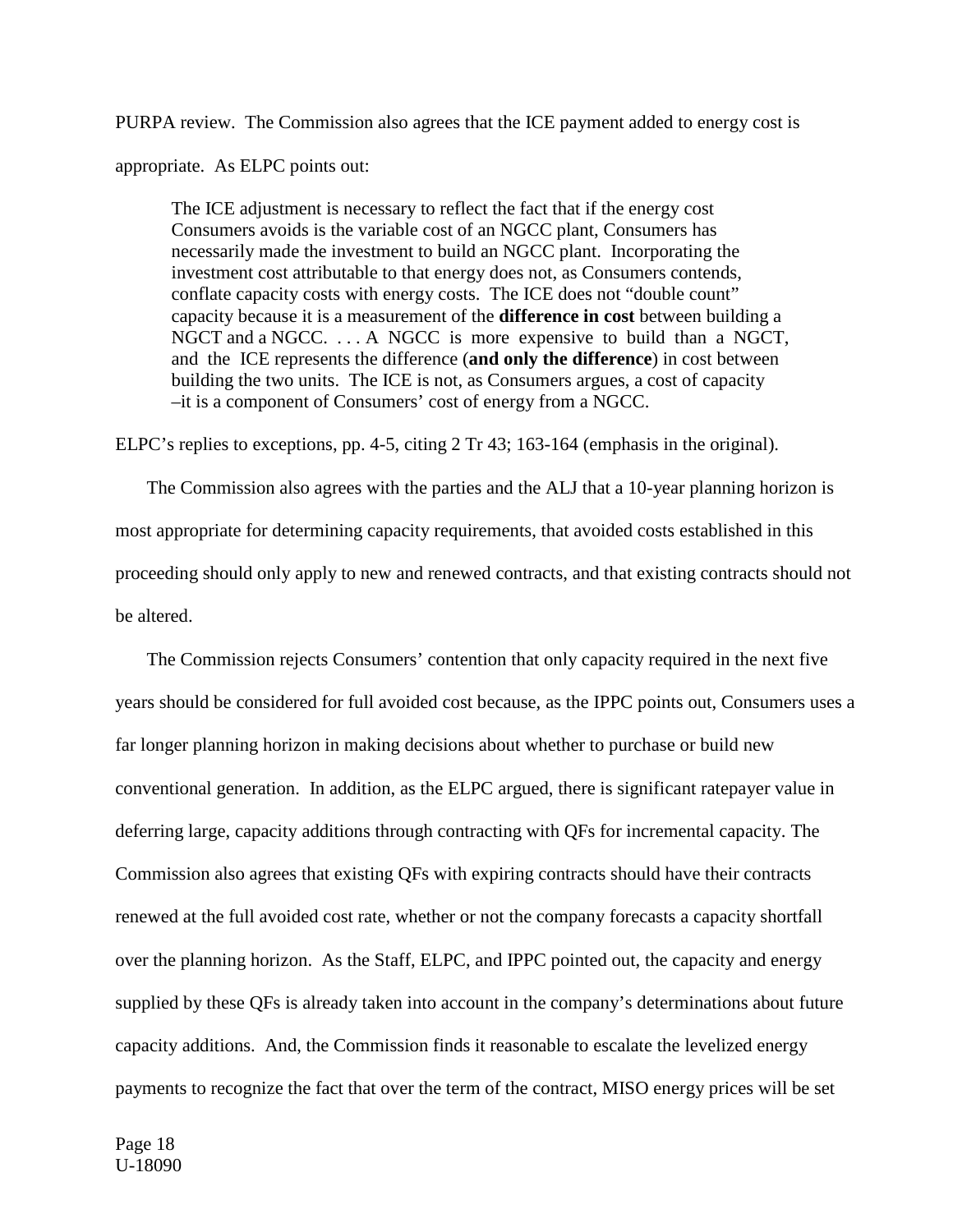PURPA review. The Commission also agrees that the ICE payment added to energy cost is appropriate. As ELPC points out:

> The ICE adjustment is necessary to reflect the fact that if the energy cost Consumers avoids is the variable cost of an NGCC plant, Consumers has necessarily made the investment to build an NGCC plant. Incorporating the investment cost attributable to that energy does not, as Consumers contends, conflate capacity costs with energy costs. The ICE does not "double count" capacity because it is a measurement of the **difference in cost** between building a NGCT and a NGCC. . . . A NGCC is more expensive to build than a NGCT, and the ICE represents the difference (**and only the difference**) in cost between building the two units. The ICE is not, as Consumers argues, a cost of capacity –it is a component of Consumers' cost of energy from a NGCC.

ELPC's replies to exceptions, pp. 4-5, citing 2 Tr 43; 163-164 (emphasis in the original).

The Commission also agrees with the parties and the ALJ that a 10-year planning horizon is most appropriate for determining capacity requirements, that avoided costs established in this proceeding should only apply to new and renewed contracts, and that existing contracts should not be altered.

The Commission rejects Consumers' contention that only capacity required in the next five years should be considered for full avoided cost because, as the IPPC points out, Consumers uses a far longer planning horizon in making decisions about whether to purchase or build new conventional generation. In addition, as the ELPC argued, there is significant ratepayer value in deferring large, capacity additions through contracting with QFs for incremental capacity. The Commission also agrees that existing QFs with expiring contracts should have their contracts renewed at the full avoided cost rate, whether or not the company forecasts a capacity shortfall over the planning horizon. As the Staff, ELPC, and IPPC pointed out, the capacity and energy supplied by these QFs is already taken into account in the company's determinations about future capacity additions. And, the Commission finds it reasonable to escalate the levelized energy payments to recognize the fact that over the term of the contract, MISO energy prices will be set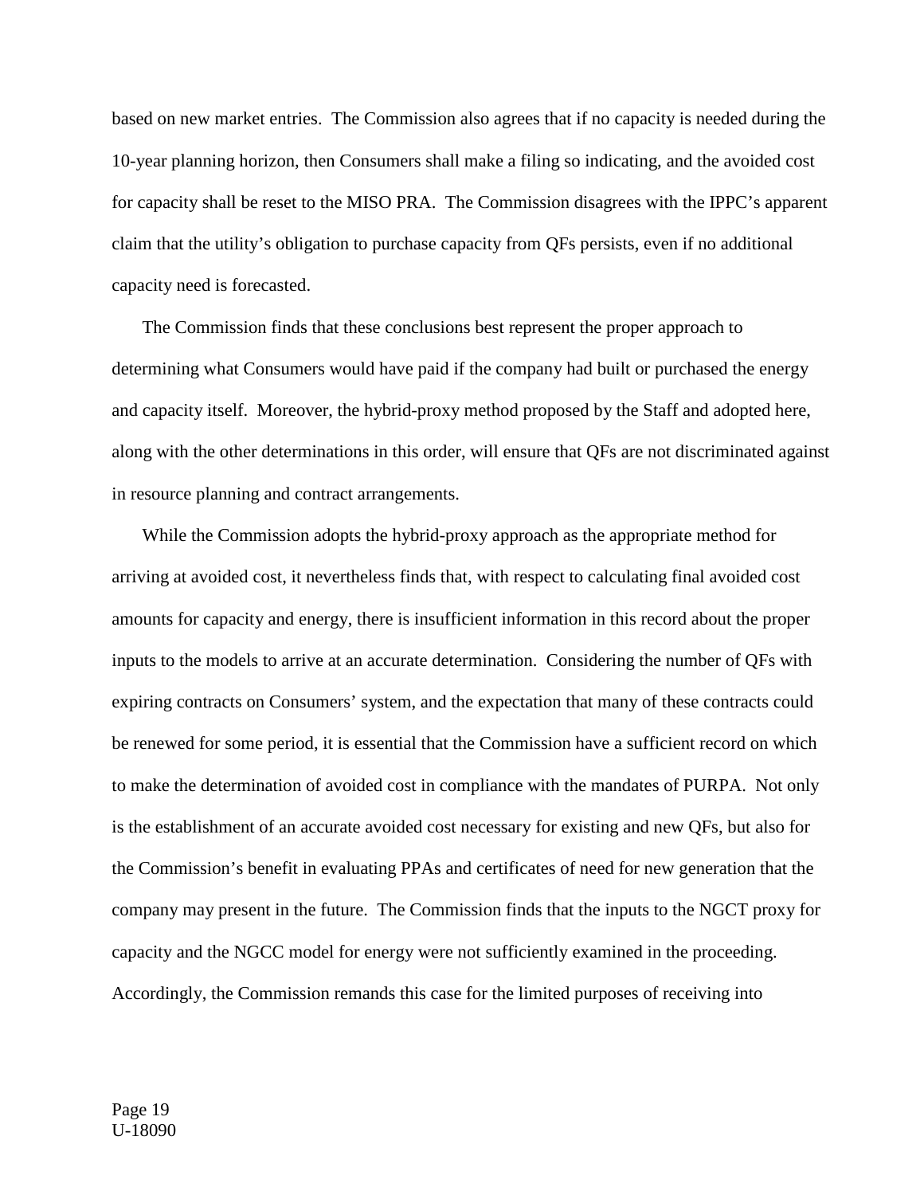based on new market entries. The Commission also agrees that if no capacity is needed during the 10-year planning horizon, then Consumers shall make a filing so indicating, and the avoided cost for capacity shall be reset to the MISO PRA. The Commission disagrees with the IPPC's apparent claim that the utility's obligation to purchase capacity from QFs persists, even if no additional capacity need is forecasted.

The Commission finds that these conclusions best represent the proper approach to determining what Consumers would have paid if the company had built or purchased the energy and capacity itself. Moreover, the hybrid-proxy method proposed by the Staff and adopted here, along with the other determinations in this order, will ensure that QFs are not discriminated against in resource planning and contract arrangements.

While the Commission adopts the hybrid-proxy approach as the appropriate method for arriving at avoided cost, it nevertheless finds that, with respect to calculating final avoided cost amounts for capacity and energy, there is insufficient information in this record about the proper inputs to the models to arrive at an accurate determination. Considering the number of QFs with expiring contracts on Consumers' system, and the expectation that many of these contracts could be renewed for some period, it is essential that the Commission have a sufficient record on which to make the determination of avoided cost in compliance with the mandates of PURPA. Not only is the establishment of an accurate avoided cost necessary for existing and new QFs, but also for the Commission's benefit in evaluating PPAs and certificates of need for new generation that the company may present in the future. The Commission finds that the inputs to the NGCT proxy for capacity and the NGCC model for energy were not sufficiently examined in the proceeding. Accordingly, the Commission remands this case for the limited purposes of receiving into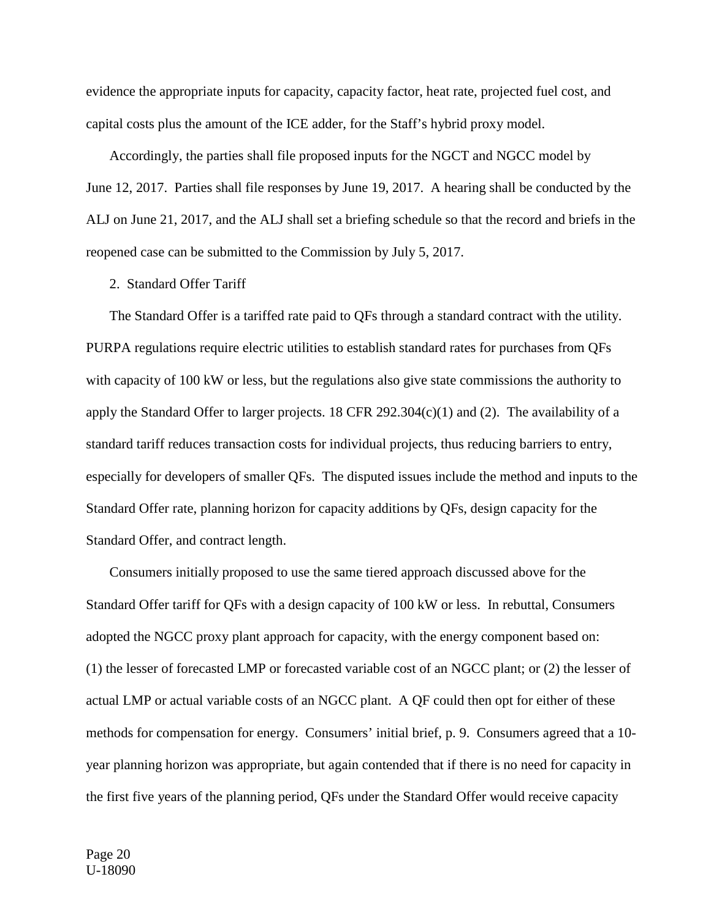evidence the appropriate inputs for capacity, capacity factor, heat rate, projected fuel cost, and capital costs plus the amount of the ICE adder, for the Staff's hybrid proxy model.

Accordingly, the parties shall file proposed inputs for the NGCT and NGCC model by June 12, 2017. Parties shall file responses by June 19, 2017. A hearing shall be conducted by the ALJ on June 21, 2017, and the ALJ shall set a briefing schedule so that the record and briefs in the reopened case can be submitted to the Commission by July 5, 2017.

2. Standard Offer Tariff

The Standard Offer is a tariffed rate paid to QFs through a standard contract with the utility. PURPA regulations require electric utilities to establish standard rates for purchases from QFs with capacity of 100 kW or less, but the regulations also give state commissions the authority to apply the Standard Offer to larger projects. 18 CFR 292.304(c)(1) and (2). The availability of a standard tariff reduces transaction costs for individual projects, thus reducing barriers to entry, especially for developers of smaller QFs. The disputed issues include the method and inputs to the Standard Offer rate, planning horizon for capacity additions by QFs, design capacity for the Standard Offer, and contract length.

Consumers initially proposed to use the same tiered approach discussed above for the Standard Offer tariff for QFs with a design capacity of 100 kW or less. In rebuttal, Consumers adopted the NGCC proxy plant approach for capacity, with the energy component based on: (1) the lesser of forecasted LMP or forecasted variable cost of an NGCC plant; or (2) the lesser of actual LMP or actual variable costs of an NGCC plant. A QF could then opt for either of these methods for compensation for energy. Consumers' initial brief, p. 9. Consumers agreed that a 10-year planning horizon was appropriate, but again contended that if there is no need for capacity in the first five years of the planning period, QFs under the Standard Offer would receive capacity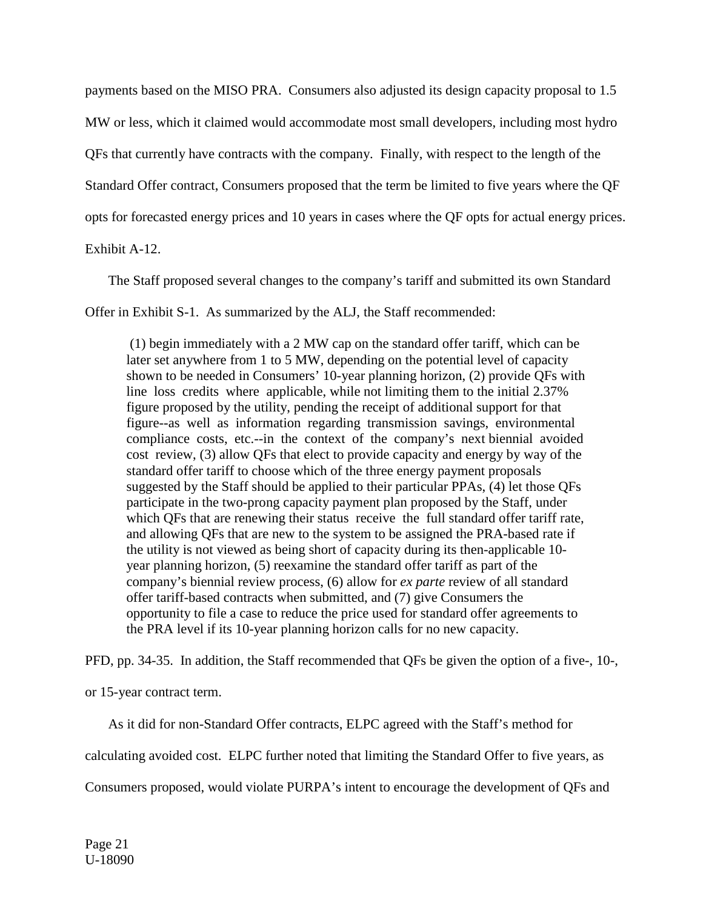payments based on the MISO PRA. Consumers also adjusted its design capacity proposal to 1.5 MW or less, which it claimed would accommodate most small developers, including most hydro QFs that currently have contracts with the company. Finally, with respect to the length of the Standard Offer contract, Consumers proposed that the term be limited to five years where the QF opts for forecasted energy prices and 10 years in cases where the QF opts for actual energy prices. Exhibit A-12.

The Staff proposed several changes to the company's tariff and submitted its own Standard Offer in Exhibit S-1. As summarized by the ALJ, the Staff recommended:

> (1) begin immediately with a 2 MW cap on the standard offer tariff, which can be later set anywhere from 1 to 5 MW, depending on the potential level of capacity shown to be needed in Consumers' 10-year planning horizon, (2) provide QFs with line loss credits where applicable, while not limiting them to the initial 2.37% figure proposed by the utility, pending the receipt of additional support for that figure--as well as information regarding transmission savings, environmental compliance costs, etc.--in the context of the company's next biennial avoided cost review, (3) allow QFs that elect to provide capacity and energy by way of the standard offer tariff to choose which of the three energy payment proposals suggested by the Staff should be applied to their particular PPAs, (4) let those QFs participate in the two-prong capacity payment plan proposed by the Staff, under which QFs that are renewing their status receive the full standard offer tariff rate, and allowing QFs that are new to the system to be assigned the PRA-based rate if the utility is not viewed as being short of capacity during its then-applicable 10-year planning horizon, (5) reexamine the standard offer tariff as part of the company's biennial review process, (6) allow for *ex parte* review of all standard offer tariff-based contracts when submitted, and (7) give Consumers the opportunity to file a case to reduce the price used for standard offer agreements to the PRA level if its 10-year planning horizon calls for no new capacity.

PFD, pp. 34-35. In addition, the Staff recommended that QFs be given the option of a five-, 10-, or 15-year contract term.

As it did for non-Standard Offer contracts, ELPC agreed with the Staff's method for calculating avoided cost. ELPC further noted that limiting the Standard Offer to five years, as Consumers proposed, would violate PURPA's intent to encourage the development of QFs and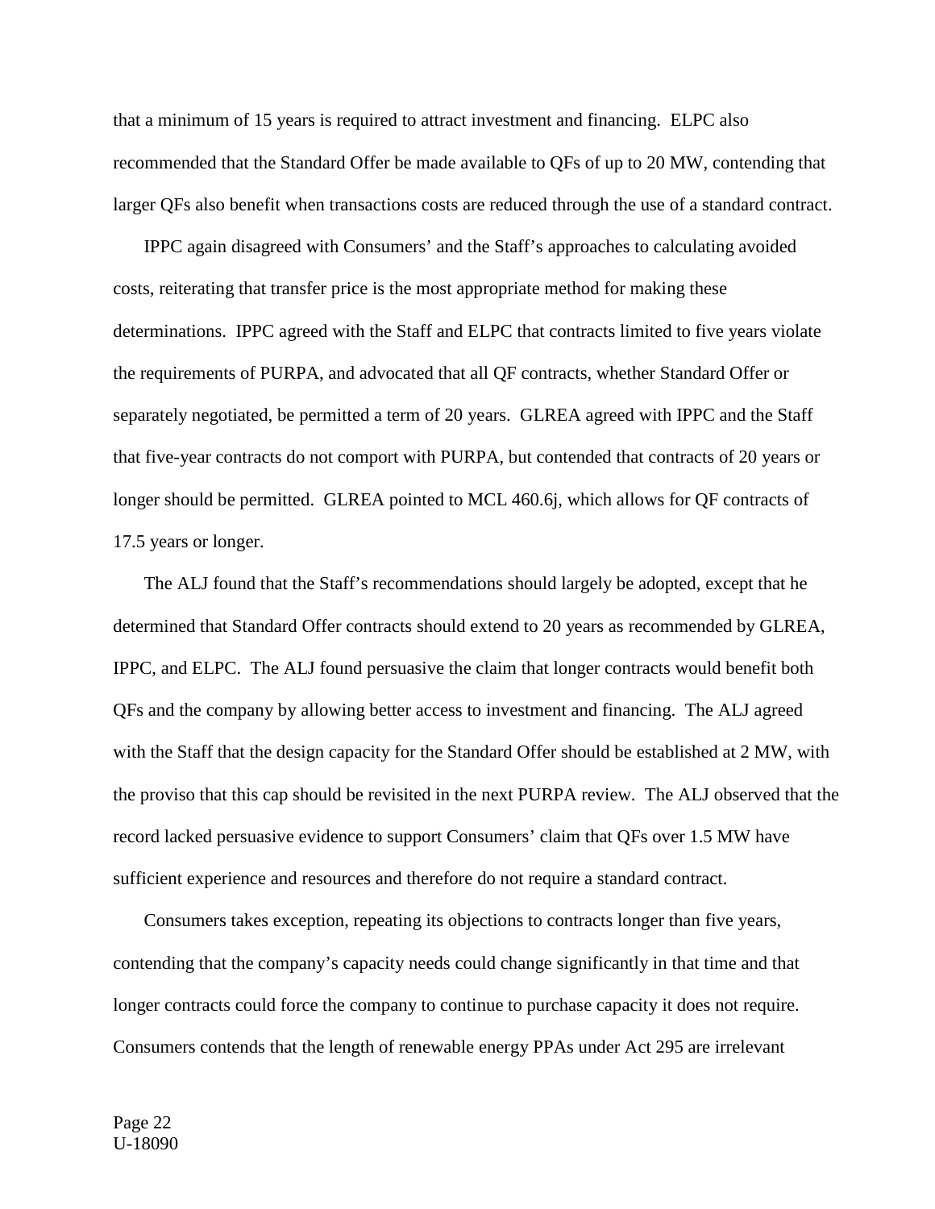that a minimum of 15 years is required to attract investment and financing. ELPC also recommended that the Standard Offer be made available to QFs of up to 20 MW, contending that larger QFs also benefit when transactions costs are reduced through the use of a standard contract.

IPPC again disagreed with Consumers' and the Staff's approaches to calculating avoided costs, reiterating that transfer price is the most appropriate method for making these determinations. IPPC agreed with the Staff and ELPC that contracts limited to five years violate the requirements of PURPA, and advocated that all QF contracts, whether Standard Offer or separately negotiated, be permitted a term of 20 years. GLREA agreed with IPPC and the Staff that five-year contracts do not comport with PURPA, but contended that contracts of 20 years or longer should be permitted. GLREA pointed to MCL 460.6j, which allows for QF contracts of 17.5 years or longer.

The ALJ found that the Staff's recommendations should largely be adopted, except that he determined that Standard Offer contracts should extend to 20 years as recommended by GLREA, IPPC, and ELPC. The ALJ found persuasive the claim that longer contracts would benefit both QFs and the company by allowing better access to investment and financing. The ALJ agreed with the Staff that the design capacity for the Standard Offer should be established at 2 MW, with the proviso that this cap should be revisited in the next PURPA review. The ALJ observed that the record lacked persuasive evidence to support Consumers' claim that QFs over 1.5 MW have sufficient experience and resources and therefore do not require a standard contract.

Consumers takes exception, repeating its objections to contracts longer than five years, contending that the company's capacity needs could change significantly in that time and that longer contracts could force the company to continue to purchase capacity it does not require. Consumers contends that the length of renewable energy PPAs under Act 295 are irrelevant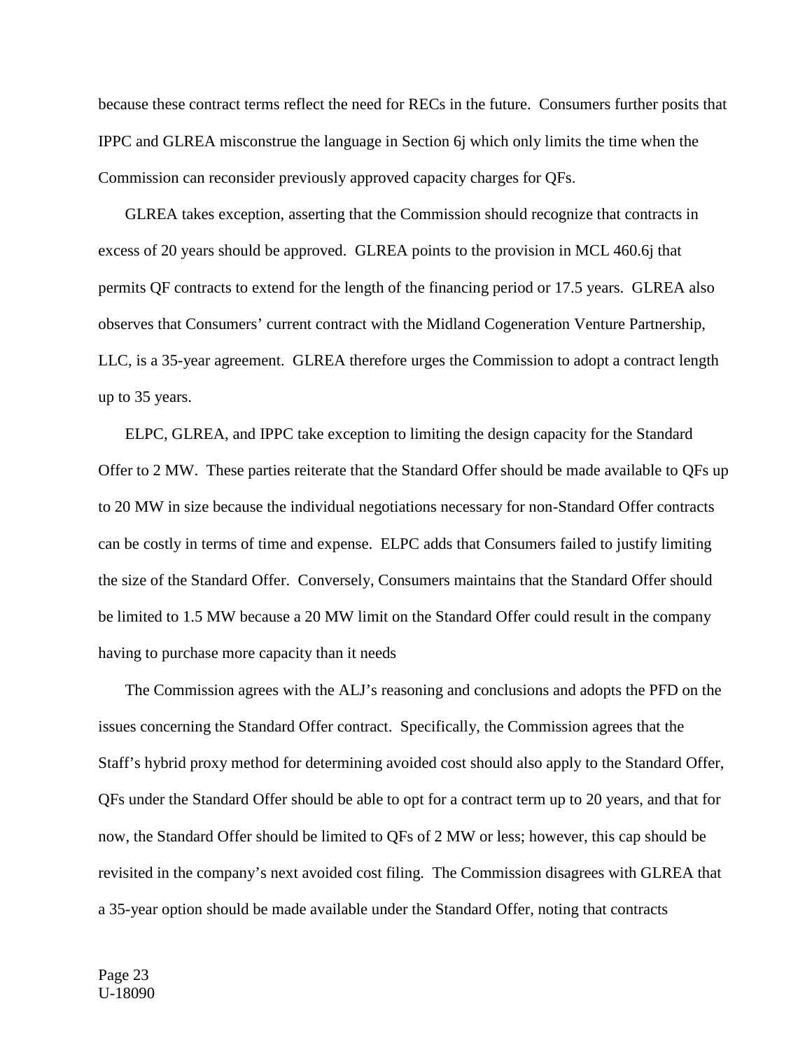because these contract terms reflect the need for RECs in the future. Consumers further posits that IPPC and GLREA misconstrue the language in Section 6j which only limits the time when the Commission can reconsider previously approved capacity charges for QFs.

GLREA takes exception, asserting that the Commission should recognize that contracts in excess of 20 years should be approved. GLREA points to the provision in MCL 460.6j that permits QF contracts to extend for the length of the financing period or 17.5 years. GLREA also observes that Consumers' current contract with the Midland Cogeneration Venture Partnership, LLC, is a 35-year agreement. GLREA therefore urges the Commission to adopt a contract length up to 35 years.

ELPC, GLREA, and IPPC take exception to limiting the design capacity for the Standard Offer to 2 MW. These parties reiterate that the Standard Offer should be made available to QFs up to 20 MW in size because the individual negotiations necessary for non-Standard Offer contracts can be costly in terms of time and expense. ELPC adds that Consumers failed to justify limiting the size of the Standard Offer. Conversely, Consumers maintains that the Standard Offer should be limited to 1.5 MW because a 20 MW limit on the Standard Offer could result in the company having to purchase more capacity than it needs

The Commission agrees with the ALJ's reasoning and conclusions and adopts the PFD on the issues concerning the Standard Offer contract. Specifically, the Commission agrees that the Staff's hybrid proxy method for determining avoided cost should also apply to the Standard Offer, QFs under the Standard Offer should be able to opt for a contract term up to 20 years, and that for now, the Standard Offer should be limited to QFs of 2 MW or less; however, this cap should be revisited in the company's next avoided cost filing. The Commission disagrees with GLREA that a 35-year option should be made available under the Standard Offer, noting that contracts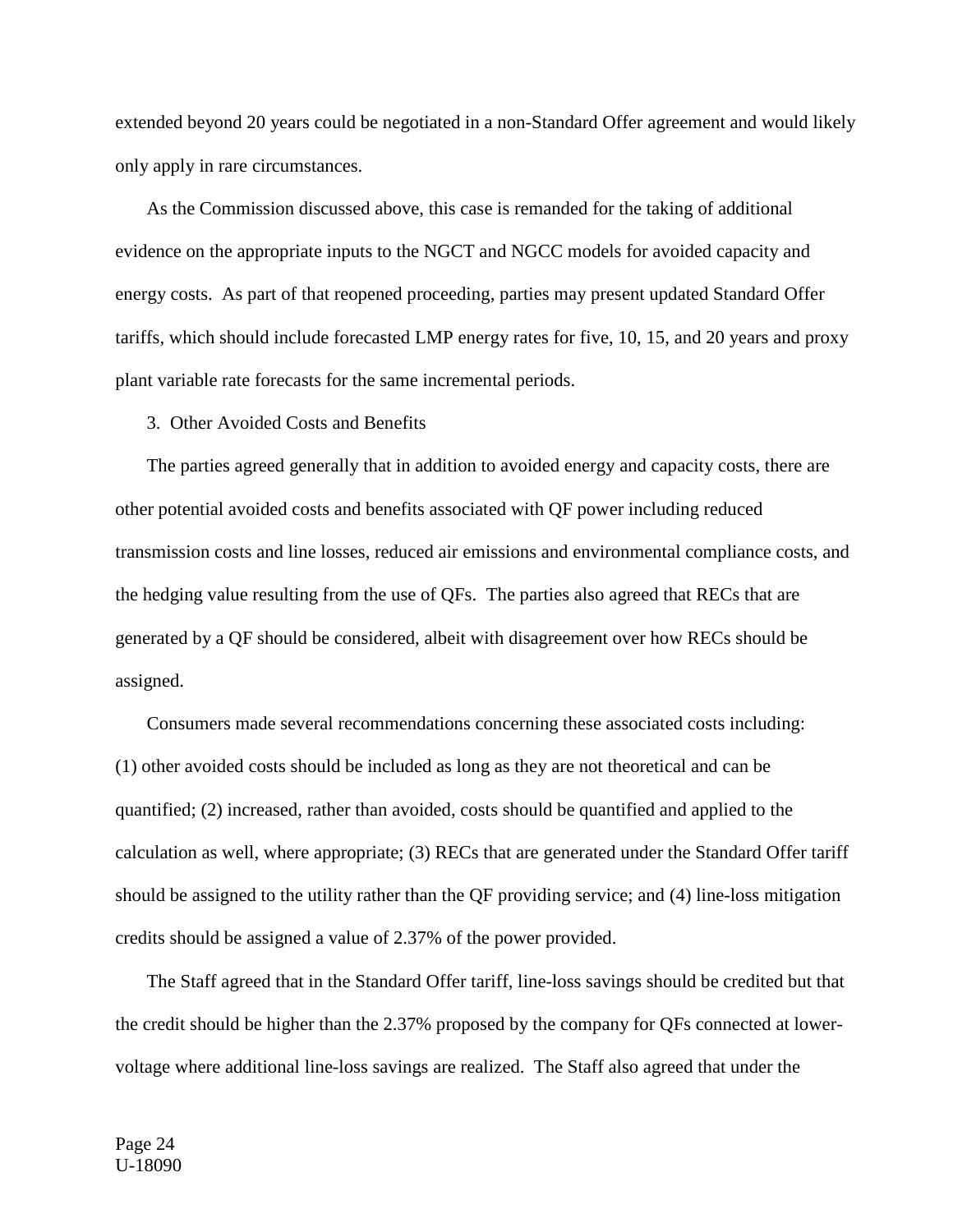extended beyond 20 years could be negotiated in a non-Standard Offer agreement and would likely only apply in rare circumstances.

As the Commission discussed above, this case is remanded for the taking of additional evidence on the appropriate inputs to the NGCT and NGCC models for avoided capacity and energy costs. As part of that reopened proceeding, parties may present updated Standard Offer tariffs, which should include forecasted LMP energy rates for five, 10, 15, and 20 years and proxy plant variable rate forecasts for the same incremental periods.

3. Other Avoided Costs and Benefits

The parties agreed generally that in addition to avoided energy and capacity costs, there are other potential avoided costs and benefits associated with QF power including reduced transmission costs and line losses, reduced air emissions and environmental compliance costs, and the hedging value resulting from the use of QFs. The parties also agreed that RECs that are generated by a QF should be considered, albeit with disagreement over how RECs should be assigned.

Consumers made several recommendations concerning these associated costs including: (1) other avoided costs should be included as long as they are not theoretical and can be quantified; (2) increased, rather than avoided, costs should be quantified and applied to the calculation as well, where appropriate; (3) RECs that are generated under the Standard Offer tariff should be assigned to the utility rather than the QF providing service; and (4) line-loss mitigation credits should be assigned a value of 2.37% of the power provided.

The Staff agreed that in the Standard Offer tariff, line-loss savings should be credited but that the credit should be higher than the 2.37% proposed by the company for QFs connected at lower-voltage where additional line-loss savings are realized. The Staff also agreed that under the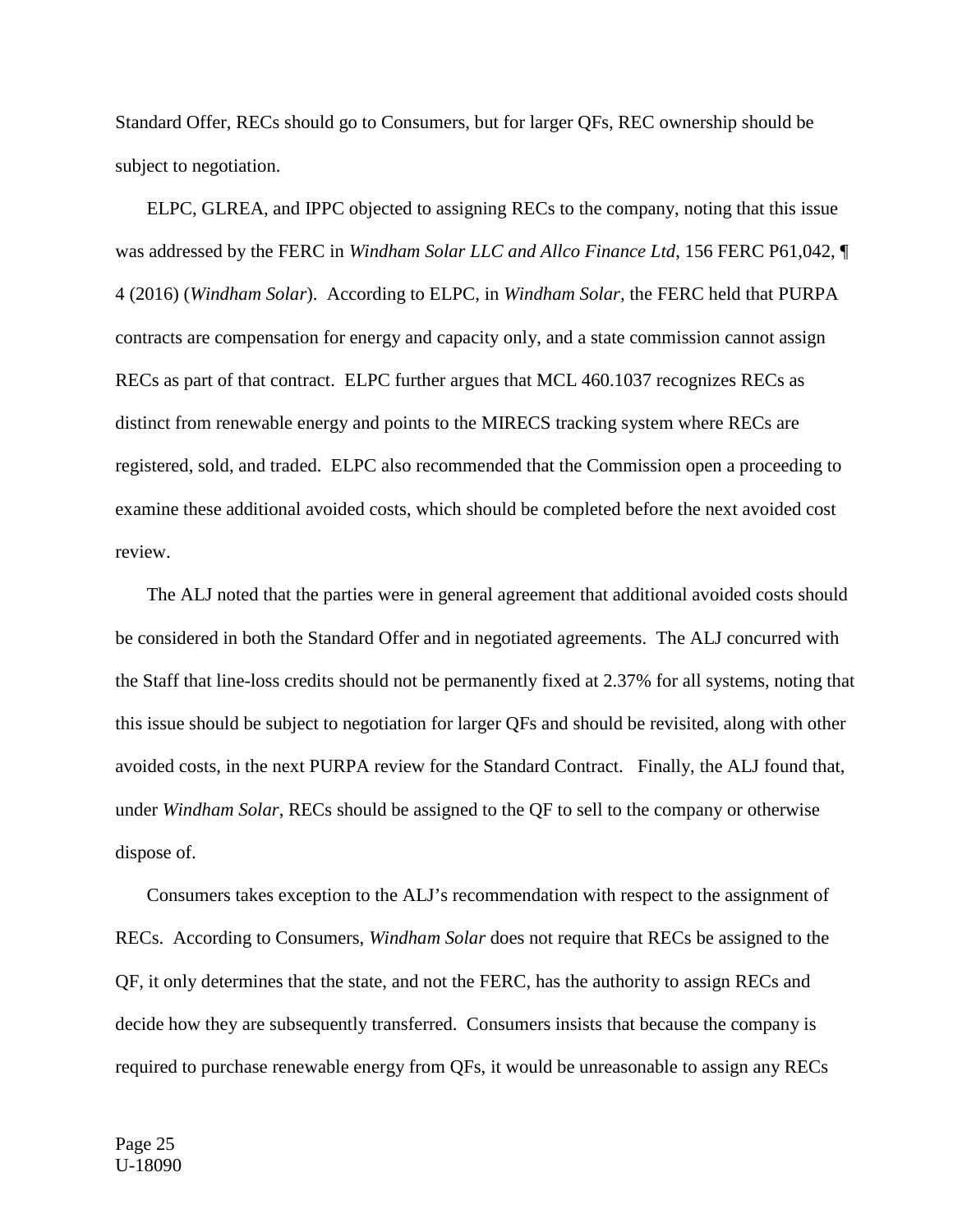Standard Offer, RECs should go to Consumers, but for larger QFs, REC ownership should be subject to negotiation.

ELPC, GLREA, and IPPC objected to assigning RECs to the company, noting that this issue was addressed by the FERC in *Windham Solar LLC and Allco Finance Ltd*, 156 FERC P61,042, ¶ 4 (2016) (*Windham Solar*). According to ELPC, in *Windham Solar,* the FERC held that PURPA contracts are compensation for energy and capacity only, and a state commission cannot assign RECs as part of that contract. ELPC further argues that MCL 460.1037 recognizes RECs as distinct from renewable energy and points to the MIRECS tracking system where RECs are registered, sold, and traded. ELPC also recommended that the Commission open a proceeding to examine these additional avoided costs, which should be completed before the next avoided cost review.

The ALJ noted that the parties were in general agreement that additional avoided costs should be considered in both the Standard Offer and in negotiated agreements. The ALJ concurred with the Staff that line-loss credits should not be permanently fixed at 2.37% for all systems, noting that this issue should be subject to negotiation for larger QFs and should be revisited, along with other avoided costs, in the next PURPA review for the Standard Contract. Finally, the ALJ found that, under *Windham Solar*, RECs should be assigned to the QF to sell to the company or otherwise dispose of.

Consumers takes exception to the ALJ's recommendation with respect to the assignment of RECs. According to Consumers, *Windham Solar* does not require that RECs be assigned to the QF, it only determines that the state, and not the FERC, has the authority to assign RECs and decide how they are subsequently transferred. Consumers insists that because the company is required to purchase renewable energy from QFs, it would be unreasonable to assign any RECs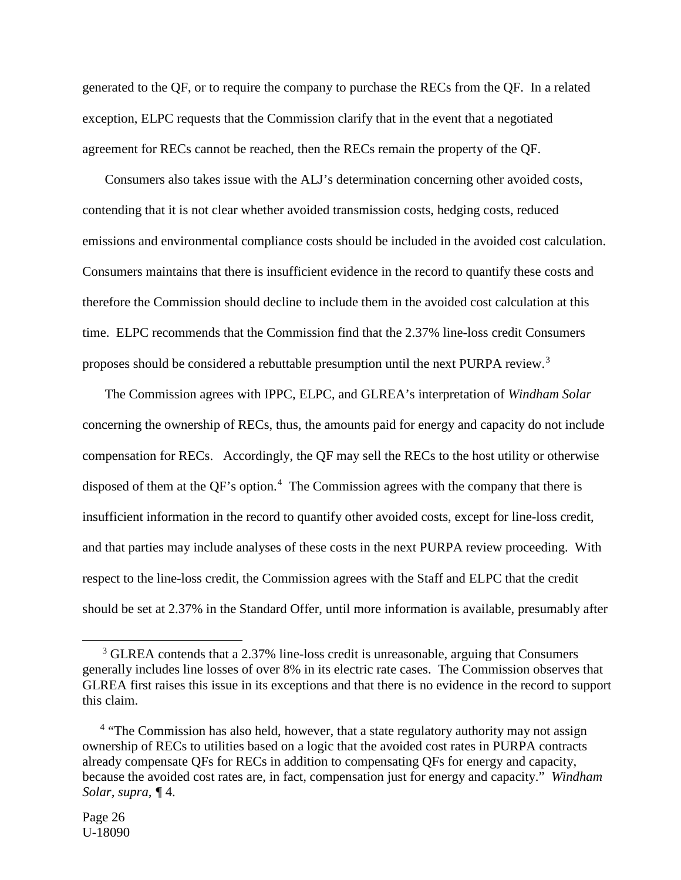generated to the QF, or to require the company to purchase the RECs from the QF. In a related exception, ELPC requests that the Commission clarify that in the event that a negotiated agreement for RECs cannot be reached, then the RECs remain the property of the QF.

Consumers also takes issue with the ALJ's determination concerning other avoided costs, contending that it is not clear whether avoided transmission costs, hedging costs, reduced emissions and environmental compliance costs should be included in the avoided cost calculation. Consumers maintains that there is insufficient evidence in the record to quantify these costs and therefore the Commission should decline to include them in the avoided cost calculation at this time. ELPC recommends that the Commission find that the 2.37% line-loss credit Consumers proposes should be considered a rebuttable presumption until the next PURPA review.[3]

The Commission agrees with IPPC, ELPC, and GLREA's interpretation of *Windham Solar* concerning the ownership of RECs, thus, the amounts paid for energy and capacity do not include compensation for RECs. Accordingly, the QF may sell the RECs to the host utility or otherwise disposed of them at the QF's option.[4] The Commission agrees with the company that there is insufficient information in the record to quantify other avoided costs, except for line-loss credit, and that parties may include analyses of these costs in the next PURPA review proceeding. With respect to the line-loss credit, the Commission agrees with the Staff and ELPC that the credit should be set at 2.37% in the Standard Offer, until more information is available, presumably after

---

[3] GLREA contends that a 2.37% line-loss credit is unreasonable, arguing that Consumers generally includes line losses of over 8% in its electric rate cases. The Commission observes that GLREA first raises this issue in its exceptions and that there is no evidence in the record to support this claim.

[4] "The Commission has also held, however, that a state regulatory authority may not assign ownership of RECs to utilities based on a logic that the avoided cost rates in PURPA contracts already compensate QFs for RECs in addition to compensating QFs for energy and capacity, because the avoided cost rates are, in fact, compensation just for energy and capacity." *Windham Solar*, *supra*, ¶ 4.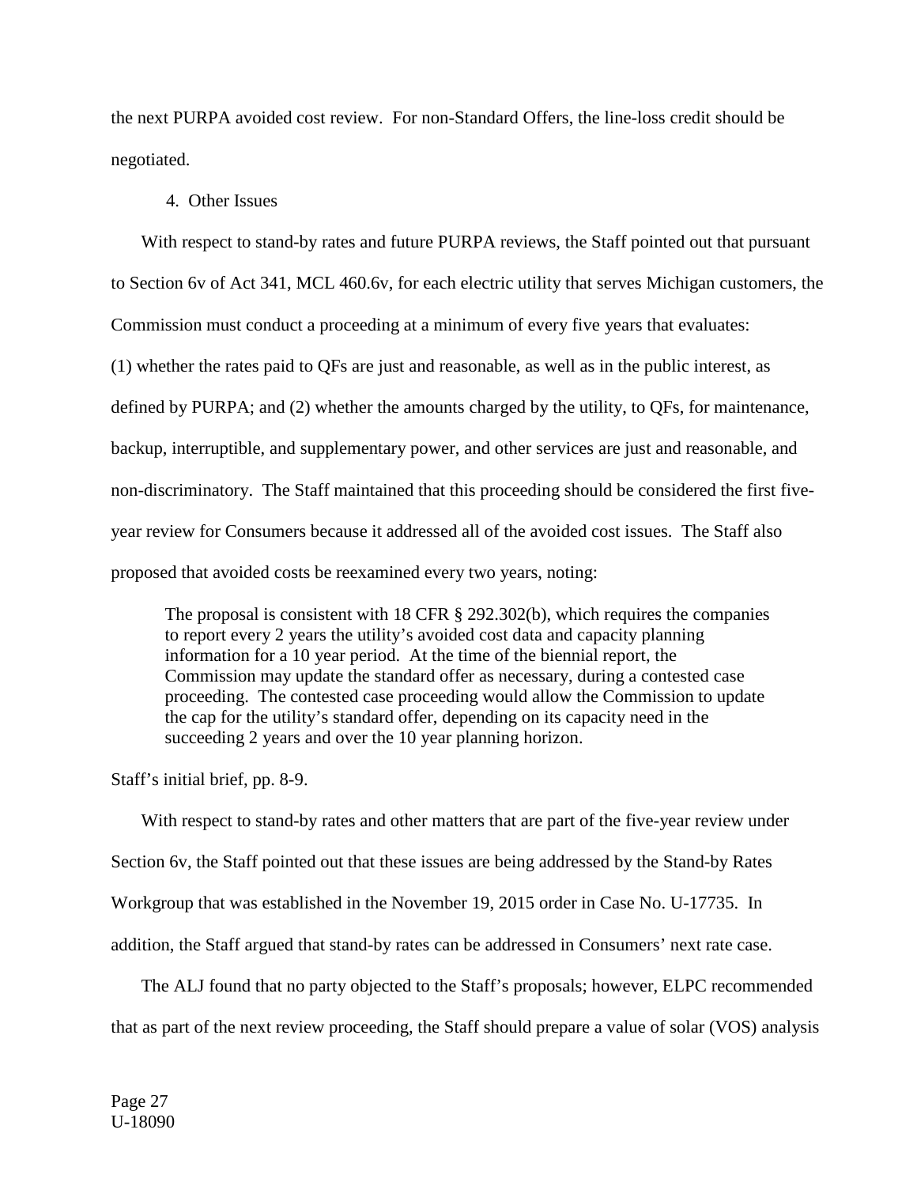the next PURPA avoided cost review. For non-Standard Offers, the line-loss credit should be negotiated.

4. Other Issues

With respect to stand-by rates and future PURPA reviews, the Staff pointed out that pursuant to Section 6v of Act 341, MCL 460.6v, for each electric utility that serves Michigan customers, the Commission must conduct a proceeding at a minimum of every five years that evaluates: (1) whether the rates paid to QFs are just and reasonable, as well as in the public interest, as defined by PURPA; and (2) whether the amounts charged by the utility, to QFs, for maintenance, backup, interruptible, and supplementary power, and other services are just and reasonable, and non-discriminatory. The Staff maintained that this proceeding should be considered the first five-year review for Consumers because it addressed all of the avoided cost issues. The Staff also proposed that avoided costs be reexamined every two years, noting:

> The proposal is consistent with 18 CFR § 292.302(b), which requires the companies to report every 2 years the utility's avoided cost data and capacity planning information for a 10 year period. At the time of the biennial report, the Commission may update the standard offer as necessary, during a contested case proceeding. The contested case proceeding would allow the Commission to update the cap for the utility's standard offer, depending on its capacity need in the succeeding 2 years and over the 10 year planning horizon.

Staff's initial brief, pp. 8-9.

With respect to stand-by rates and other matters that are part of the five-year review under Section 6v, the Staff pointed out that these issues are being addressed by the Stand-by Rates Workgroup that was established in the November 19, 2015 order in Case No. U-17735. In addition, the Staff argued that stand-by rates can be addressed in Consumers' next rate case.

The ALJ found that no party objected to the Staff's proposals; however, ELPC recommended that as part of the next review proceeding, the Staff should prepare a value of solar (VOS) analysis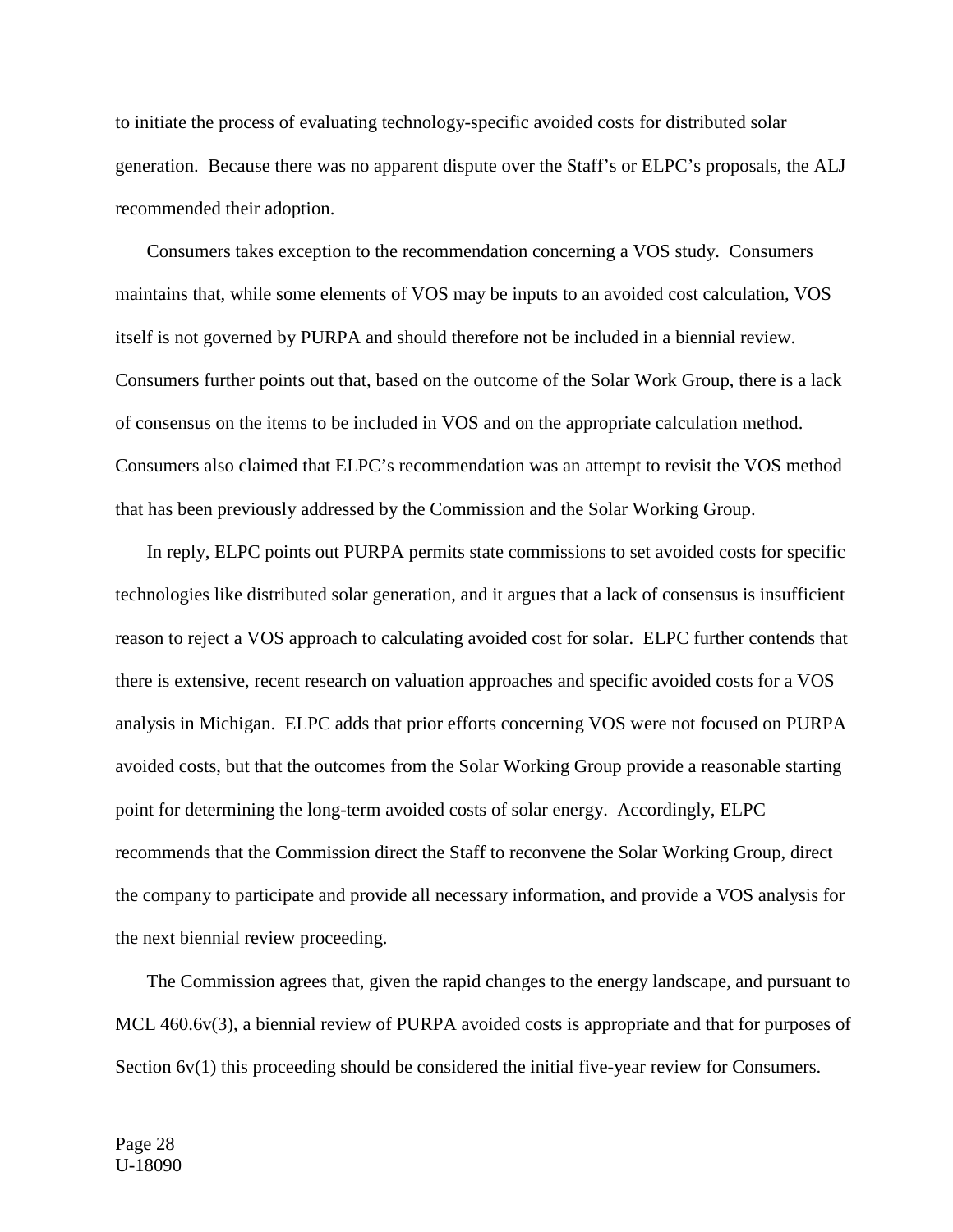to initiate the process of evaluating technology-specific avoided costs for distributed solar generation. Because there was no apparent dispute over the Staff's or ELPC's proposals, the ALJ recommended their adoption.

Consumers takes exception to the recommendation concerning a VOS study. Consumers maintains that, while some elements of VOS may be inputs to an avoided cost calculation, VOS itself is not governed by PURPA and should therefore not be included in a biennial review. Consumers further points out that, based on the outcome of the Solar Work Group, there is a lack of consensus on the items to be included in VOS and on the appropriate calculation method. Consumers also claimed that ELPC's recommendation was an attempt to revisit the VOS method that has been previously addressed by the Commission and the Solar Working Group.

In reply, ELPC points out PURPA permits state commissions to set avoided costs for specific technologies like distributed solar generation, and it argues that a lack of consensus is insufficient reason to reject a VOS approach to calculating avoided cost for solar. ELPC further contends that there is extensive, recent research on valuation approaches and specific avoided costs for a VOS analysis in Michigan. ELPC adds that prior efforts concerning VOS were not focused on PURPA avoided costs, but that the outcomes from the Solar Working Group provide a reasonable starting point for determining the long-term avoided costs of solar energy. Accordingly, ELPC recommends that the Commission direct the Staff to reconvene the Solar Working Group, direct the company to participate and provide all necessary information, and provide a VOS analysis for the next biennial review proceeding.

The Commission agrees that, given the rapid changes to the energy landscape, and pursuant to MCL 460.6v(3), a biennial review of PURPA avoided costs is appropriate and that for purposes of Section 6v(1) this proceeding should be considered the initial five-year review for Consumers.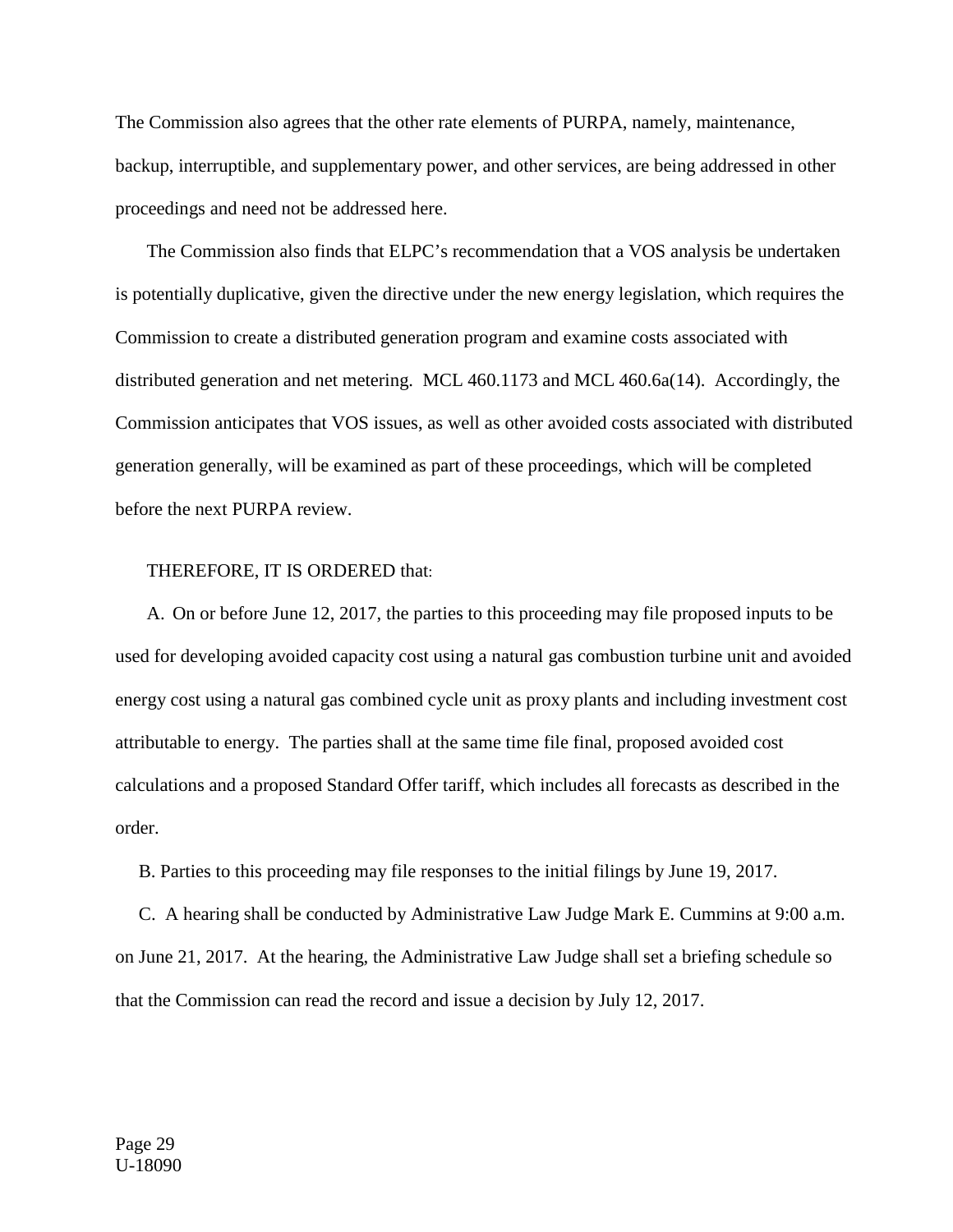The Commission also agrees that the other rate elements of PURPA, namely, maintenance, backup, interruptible, and supplementary power, and other services, are being addressed in other proceedings and need not be addressed here.

The Commission also finds that ELPC's recommendation that a VOS analysis be undertaken is potentially duplicative, given the directive under the new energy legislation, which requires the Commission to create a distributed generation program and examine costs associated with distributed generation and net metering. MCL 460.1173 and MCL 460.6a(14). Accordingly, the Commission anticipates that VOS issues, as well as other avoided costs associated with distributed generation generally, will be examined as part of these proceedings, which will be completed before the next PURPA review.

THEREFORE, IT IS ORDERED that:

A. On or before June 12, 2017, the parties to this proceeding may file proposed inputs to be used for developing avoided capacity cost using a natural gas combustion turbine unit and avoided energy cost using a natural gas combined cycle unit as proxy plants and including investment cost attributable to energy. The parties shall at the same time file final, proposed avoided cost calculations and a proposed Standard Offer tariff, which includes all forecasts as described in the order.

B. Parties to this proceeding may file responses to the initial filings by June 19, 2017.

C. A hearing shall be conducted by Administrative Law Judge Mark E. Cummins at 9:00 a.m. on June 21, 2017. At the hearing, the Administrative Law Judge shall set a briefing schedule so that the Commission can read the record and issue a decision by July 12, 2017.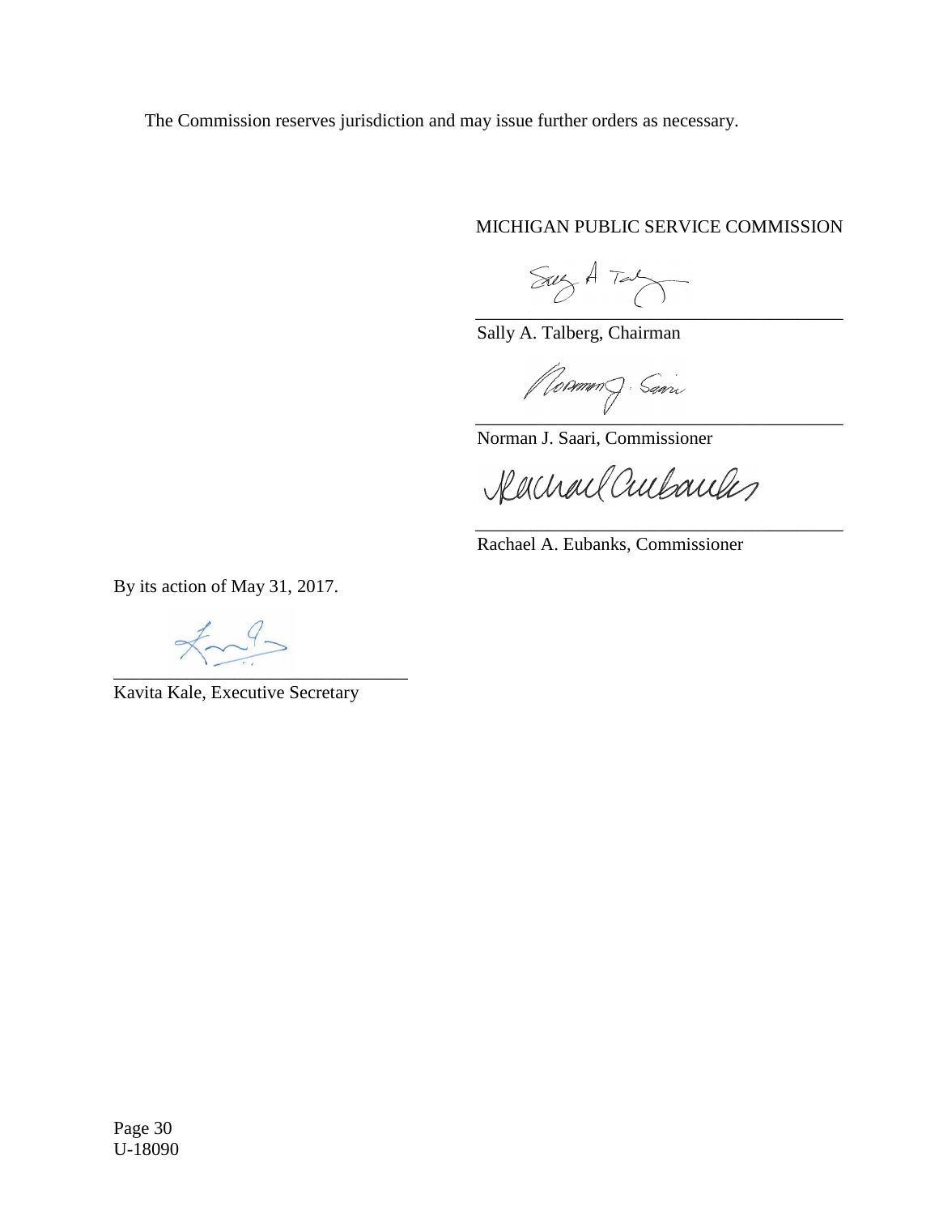The Commission reserves jurisdiction and may issue further orders as necessary.

MICHIGAN PUBLIC SERVICE COMMISSION

________________________________________
Sally A. Talberg, Chairman

________________________________________
Norman J. Saari, Commissioner

________________________________________
Rachael A. Eubanks, Commissioner

By its action of May 31, 2017.

________________________________
Kavita Kale, Executive Secretary

U-18090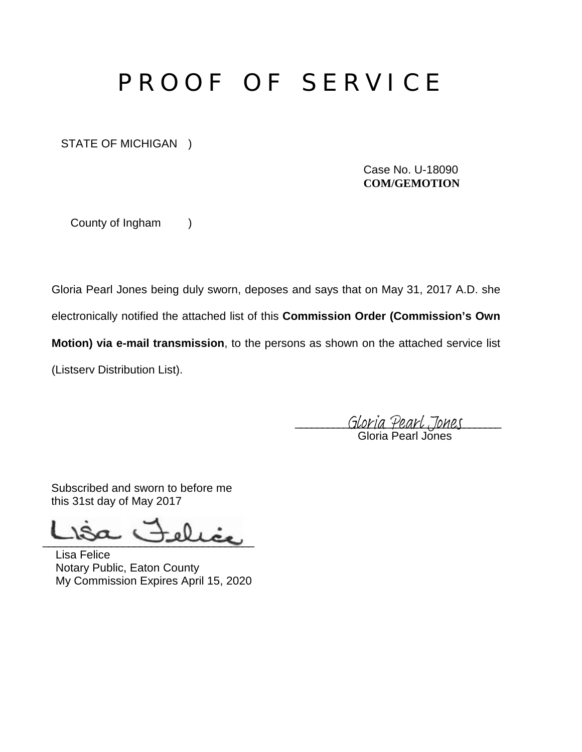# P R O O F  O F  S E R V I C E

STATE OF MICHIGAN )

Case No. U-18090
**COM/GEMOTION**

County of Ingham )

Gloria Pearl Jones being duly sworn, deposes and says that on May 31, 2017 A.D. she electronically notified the attached list of this **Commission Order (Commission's Own Motion) via e-mail transmission**, to the persons as shown on the attached service list (Listserv Distribution List).

Gloria Pearl Jones
Gloria Pearl Jones

Subscribed and sworn to before me
this 31st day of May 2017

Lisa Felice
Lisa Felice
Notary Public, Eaton County
My Commission Expires April 15, 2020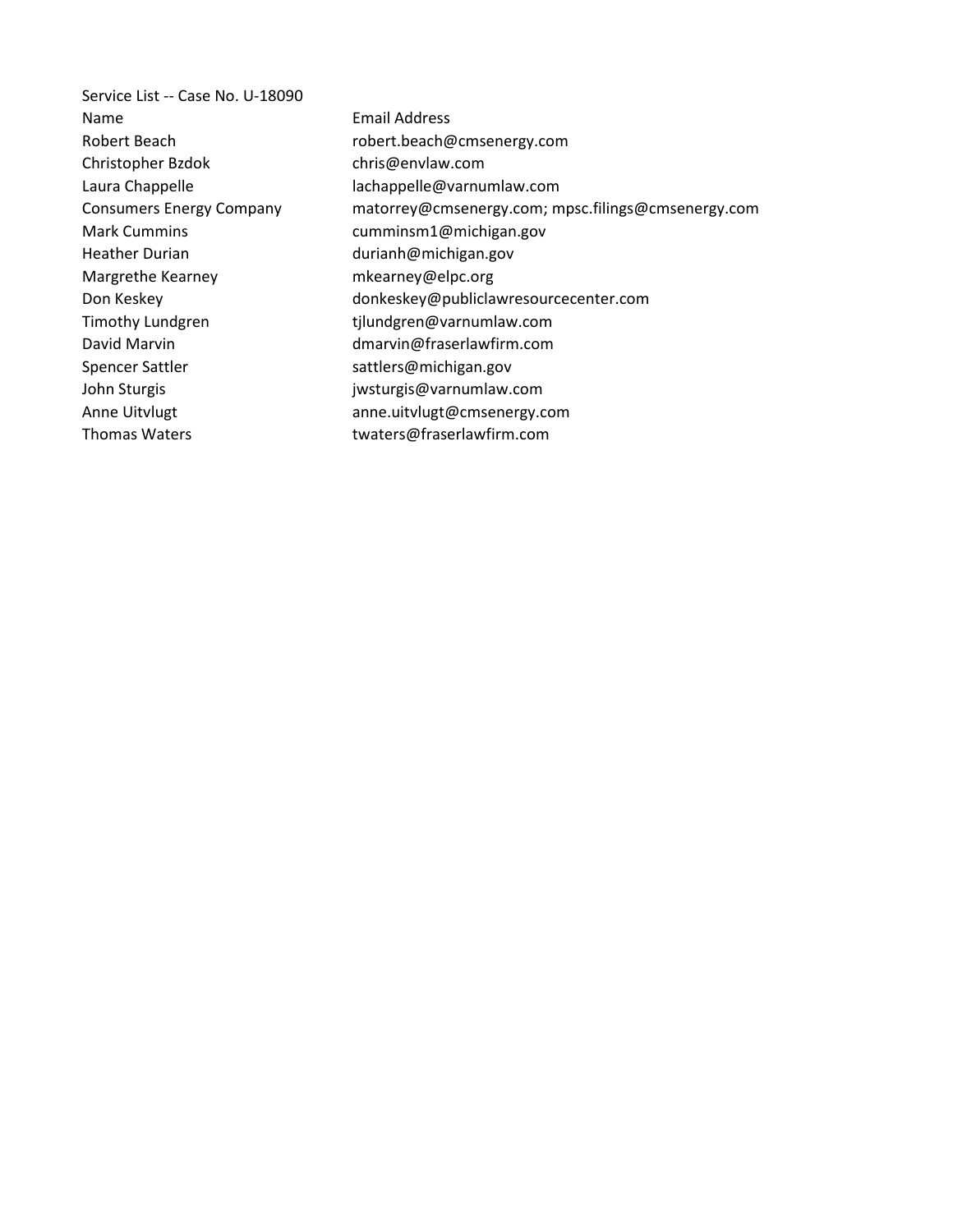Service List -- Case No. U-18090

| Name | Email Address |
| --- | --- |
| Robert Beach | robert.beach@cmsenergy.com |
| Christopher Bzdok | chris@envlaw.com |
| Laura Chappelle | lachappelle@varnumlaw.com |
| Consumers Energy Company | matorrey@cmsenergy.com; mpsc.filings@cmsenergy.com |
| Mark Cummins | cumminsm1@michigan.gov |
| Heather Durian | durianh@michigan.gov |
| Margrethe Kearney | mkearney@elpc.org |
| Don Keskey | donkeskey@publiclawresourcecenter.com |
| Timothy Lundgren | tjlundgren@varnumlaw.com |
| David Marvin | dmarvin@fraserlawfirm.com |
| Spencer Sattler | sattlers@michigan.gov |
| John Sturgis | jwsturgis@varnumlaw.com |
| Anne Uitvlugt | anne.uitvlugt@cmsenergy.com |
| Thomas Waters | twaters@fraserlawfirm.com |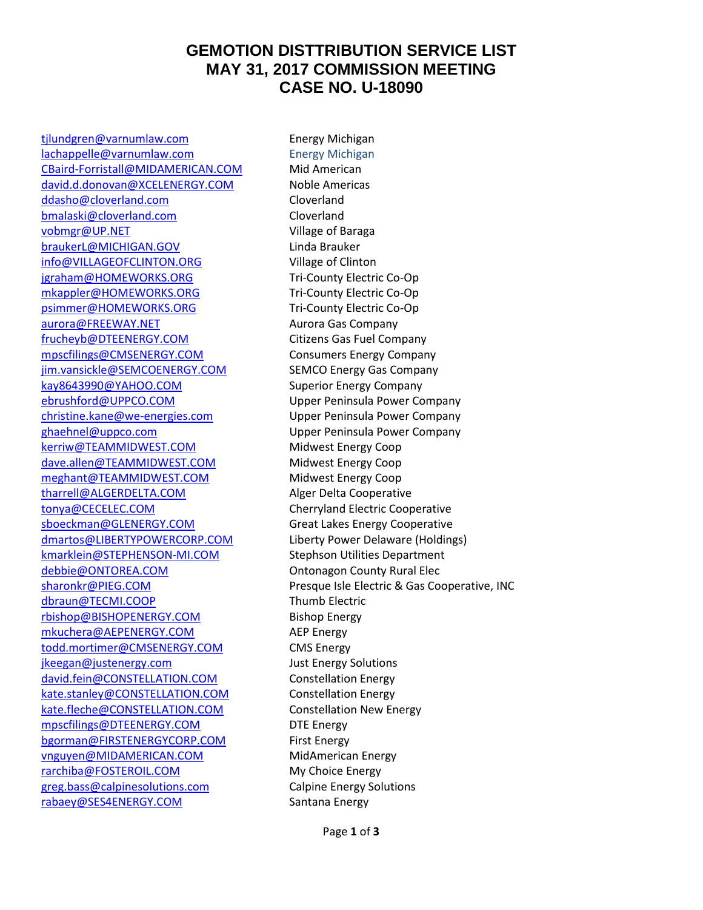# GEMOTION DISTTRIBUTION SERVICE LIST
# MAY 31, 2017 COMMISSION MEETING
# CASE NO. U-18090

| | |
|---|---|
| tjlundgren@varnumlaw.com | Energy Michigan |
| lachappelle@varnumlaw.com | Energy Michigan |
| CBaird-Forristall@MIDAMERICAN.COM | Mid American |
| david.d.donovan@XCELENERGY.COM | Noble Americas |
| ddasho@cloverland.com | Cloverland |
| bmalaski@cloverland.com | Cloverland |
| vobmgr@UP.NET | Village of Baraga |
| braukerL@MICHIGAN.GOV | Linda Brauker |
| info@VILLAGEOFCLINTON.ORG | Village of Clinton |
| jgraham@HOMEWORKS.ORG | Tri-County Electric Co-Op |
| mkappler@HOMEWORKS.ORG | Tri-County Electric Co-Op |
| psimmer@HOMEWORKS.ORG | Tri-County Electric Co-Op |
| aurora@FREEWAY.NET | Aurora Gas Company |
| frucheyb@DTEENERGY.COM | Citizens Gas Fuel Company |
| mpscfilings@CMSENERGY.COM | Consumers Energy Company |
| jim.vansickle@SEMCOENERGY.COM | SEMCO Energy Gas Company |
| kay8643990@YAHOO.COM | Superior Energy Company |
| ebrushford@UPPCO.COM | Upper Peninsula Power Company |
| christine.kane@we-energies.com | Upper Peninsula Power Company |
| ghaehnel@uppco.com | Upper Peninsula Power Company |
| kerriw@TEAMMIDWEST.COM | Midwest Energy Coop |
| dave.allen@TEAMMIDWEST.COM | Midwest Energy Coop |
| meghant@TEAMMIDWEST.COM | Midwest Energy Coop |
| tharrell@ALGERDELTA.COM | Alger Delta Cooperative |
| tonya@CECELEC.COM | Cherryland Electric Cooperative |
| sboeckman@GLENERGY.COM | Great Lakes Energy Cooperative |
| dmartos@LIBERTYPOWERCORP.COM | Liberty Power Delaware (Holdings) |
| kmarklein@STEPHENSON-MI.COM | Stephson Utilities Department |
| debbie@ONTOREA.COM | Ontonagon County Rural Elec |
| sharonkr@PIEG.COM | Presque Isle Electric & Gas Cooperative, INC |
| dbraun@TECMI.COOP | Thumb Electric |
| rbishop@BISHOPENERGY.COM | Bishop Energy |
| mkuchera@AEPENERGY.COM | AEP Energy |
| todd.mortimer@CMSENERGY.COM | CMS Energy |
| jkeegan@justenergy.com | Just Energy Solutions |
| david.fein@CONSTELLATION.COM | Constellation Energy |
| kate.stanley@CONSTELLATION.COM | Constellation Energy |
| kate.fleche@CONSTELLATION.COM | Constellation New Energy |
| mpscfilings@DTEENERGY.COM | DTE Energy |
| bgorman@FIRSTENERGYCORP.COM | First Energy |
| vnguyen@MIDAMERICAN.COM | MidAmerican Energy |
| rarchiba@FOSTEROIL.COM | My Choice Energy |
| greg.bass@calpinesolutions.com | Calpine Energy Solutions |
| rabaey@SES4ENERGY.COM | Santana Energy |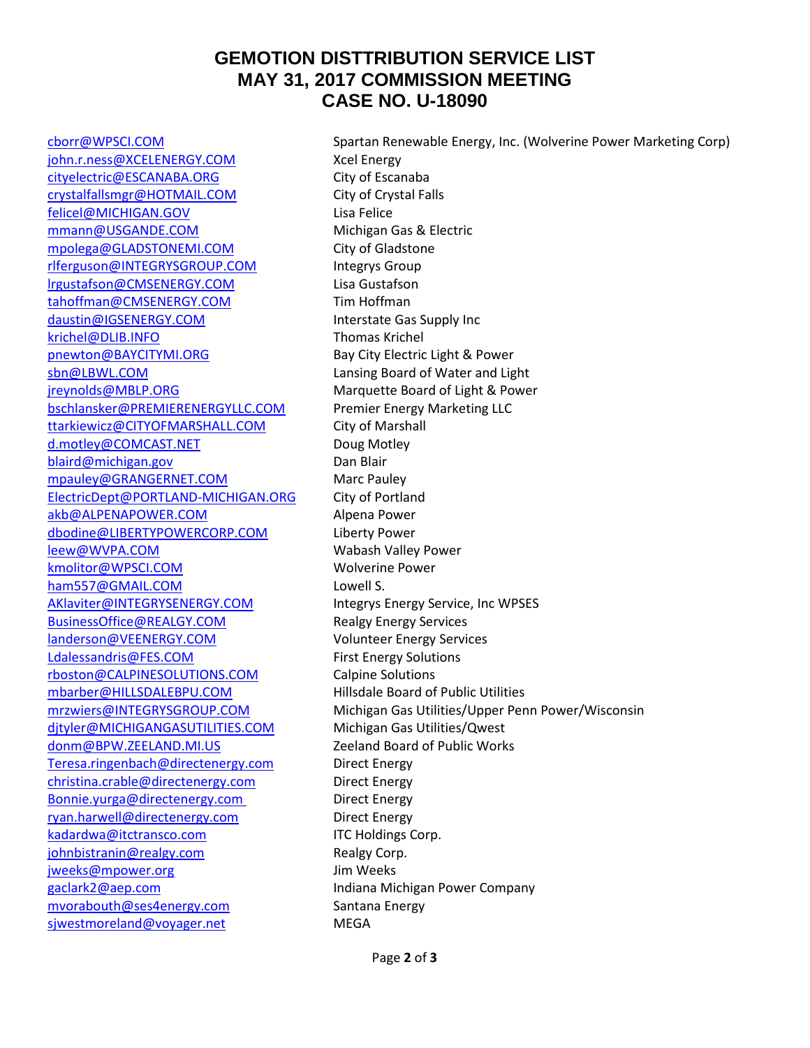# GEMOTION DISTTRIBUTION SERVICE LIST
# MAY 31, 2017 COMMISSION MEETING
# CASE NO. U-18090

| | |
|---|---|
| cborr@WPSCI.COM | Spartan Renewable Energy, Inc. (Wolverine Power Marketing Corp) |
| john.r.ness@XCELENERGY.COM | Xcel Energy |
| cityelectric@ESCANABA.ORG | City of Escanaba |
| crystalfallsmgr@HOTMAIL.COM | City of Crystal Falls |
| felicel@MICHIGAN.GOV | Lisa Felice |
| mmann@USGANDE.COM | Michigan Gas & Electric |
| mpolega@GLADSTONEMI.COM | City of Gladstone |
| rlferguson@INTEGRYSGROUP.COM | Integrys Group |
| lrgustafson@CMSENERGY.COM | Lisa Gustafson |
| tahoffman@CMSENERGY.COM | Tim Hoffman |
| daustin@IGSENERGY.COM | Interstate Gas Supply Inc |
| krichel@DLIB.INFO | Thomas Krichel |
| pnewton@BAYCITYMI.ORG | Bay City Electric Light & Power |
| sbn@LBWL.COM | Lansing Board of Water and Light |
| jreynolds@MBLP.ORG | Marquette Board of Light & Power |
| bschlansker@PREMIERENERGYLLC.COM | Premier Energy Marketing LLC |
| ttarkiewicz@CITYOFMARSHALL.COM | City of Marshall |
| d.motley@COMCAST.NET | Doug Motley |
| blaird@michigan.gov | Dan Blair |
| mpauley@GRANGERNET.COM | Marc Pauley |
| ElectricDept@PORTLAND-MICHIGAN.ORG | City of Portland |
| akb@ALPENAPOWER.COM | Alpena Power |
| dbodine@LIBERTYPOWERCORP.COM | Liberty Power |
| leew@WVPA.COM | Wabash Valley Power |
| kmolitor@WPSCI.COM | Wolverine Power |
| ham557@GMAIL.COM | Lowell S. |
| AKlaviter@INTEGRYSENERGY.COM | Integrys Energy Service, Inc WPSES |
| BusinessOffice@REALGY.COM | Realgy Energy Services |
| landerson@VEENERGY.COM | Volunteer Energy Services |
| Ldalessandris@FES.COM | First Energy Solutions |
| rboston@CALPINESOLUTIONS.COM | Calpine Solutions |
| mbarber@HILLSDALEBPU.COM | Hillsdale Board of Public Utilities |
| mrzwiers@INTEGRYSGROUP.COM | Michigan Gas Utilities/Upper Penn Power/Wisconsin |
| djtyler@MICHIGANGASUTILITIES.COM | Michigan Gas Utilities/Qwest |
| donm@BPW.ZEELAND.MI.US | Zeeland Board of Public Works |
| Teresa.ringenbach@directenergy.com | Direct Energy |
| christina.crable@directenergy.com | Direct Energy |
| Bonnie.yurga@directenergy.com | Direct Energy |
| ryan.harwell@directenergy.com | Direct Energy |
| kadardwa@itctransco.com | ITC Holdings Corp. |
| johnbistranin@realgy.com | Realgy Corp. |
| jweeks@mpower.org | Jim Weeks |
| gaclark2@aep.com | Indiana Michigan Power Company |
| mvorabouth@ses4energy.com | Santana Energy |
| sjwestmoreland@voyager.net | MEGA |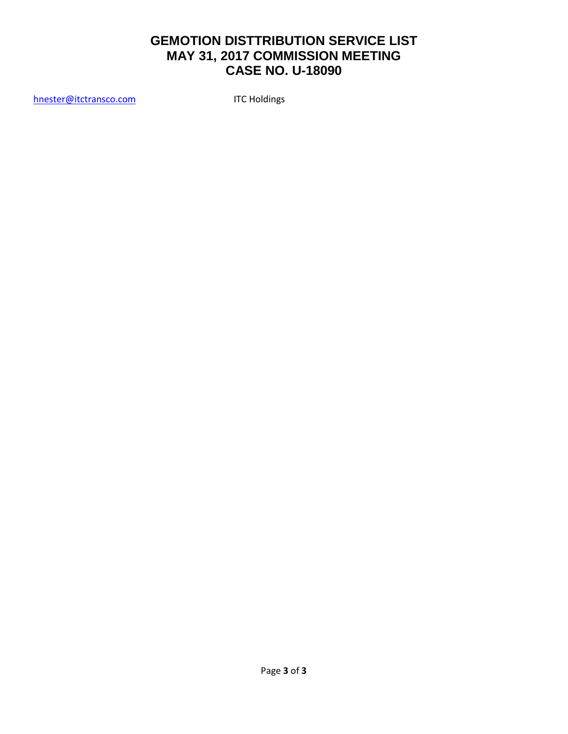# GEMOTION DISTTRIBUTION SERVICE LIST
# MAY 31, 2017 COMMISSION MEETING
# CASE NO. U-18090

| | |
|---|---|
| hnester@itctransco.com | ITC Holdings |